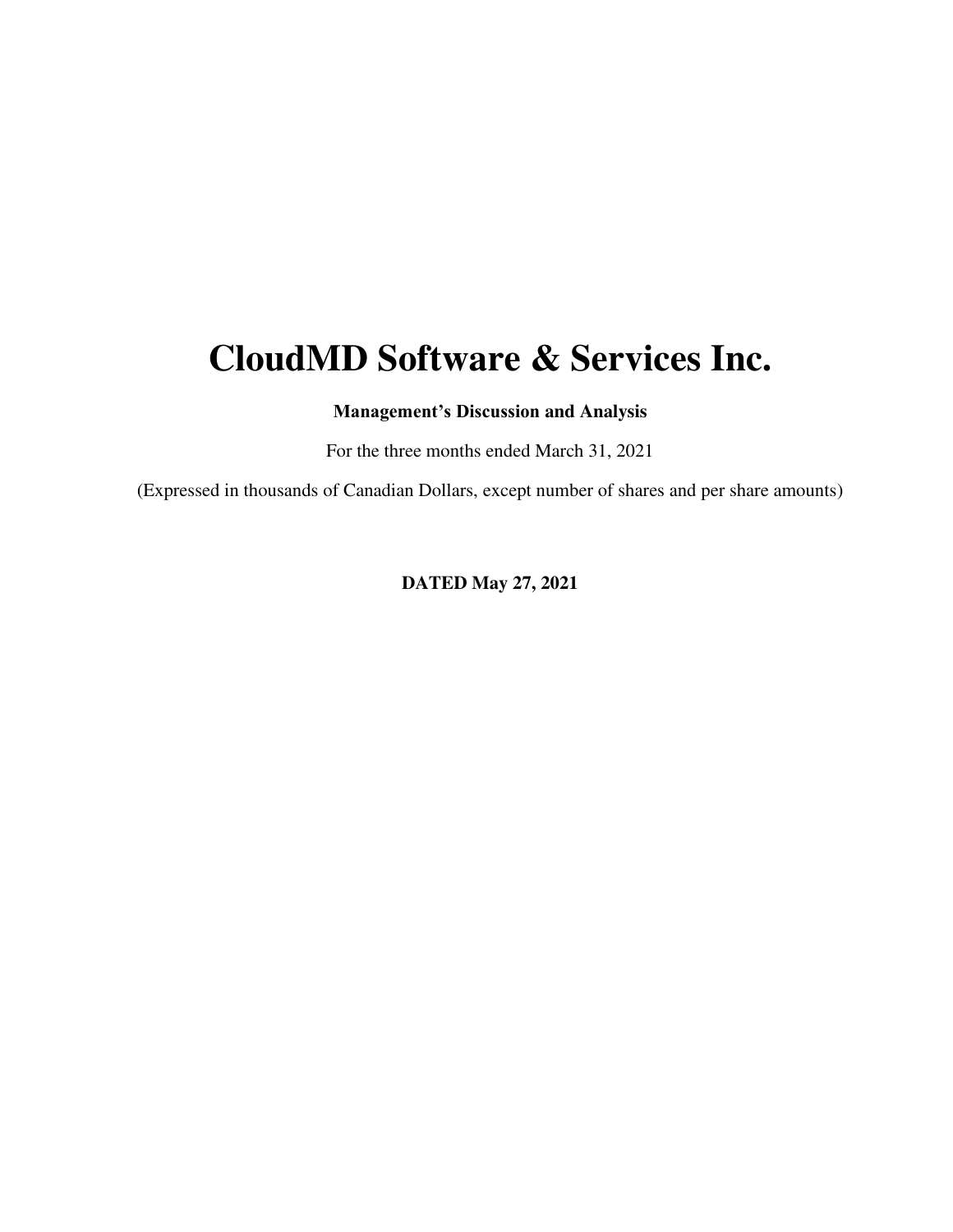# CloudMD Software & Services Inc.

**Management's Discussion and Analysis**

For the three months ended March 31, 2021

(Expressed in thousands of Canadian Dollars, except number of shares and per share amounts)

**DATED May 27, 2021**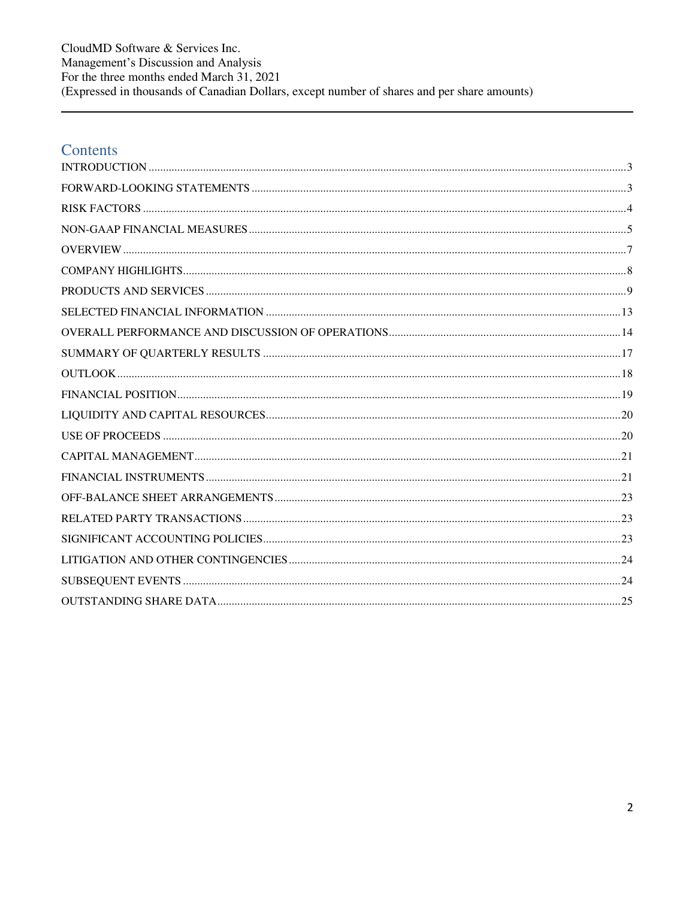## Contents

INTRODUCTION ........ 3
FORWARD-LOOKING STATEMENTS ........ 3
RISK FACTORS ........ 4
NON-GAAP FINANCIAL MEASURES ........ 5
OVERVIEW ........ 7
COMPANY HIGHLIGHTS ........ 8
PRODUCTS AND SERVICES ........ 9
SELECTED FINANCIAL INFORMATION ........ 13
OVERALL PERFORMANCE AND DISCUSSION OF OPERATIONS ........ 14
SUMMARY OF QUARTERLY RESULTS ........ 17
OUTLOOK ........ 18
FINANCIAL POSITION ........ 19
LIQUIDITY AND CAPITAL RESOURCES ........ 20
USE OF PROCEEDS ........ 20
CAPITAL MANAGEMENT ........ 21
FINANCIAL INSTRUMENTS ........ 21
OFF-BALANCE SHEET ARRANGEMENTS ........ 23
RELATED PARTY TRANSACTIONS ........ 23
SIGNIFICANT ACCOUNTING POLICIES ........ 23
LITIGATION AND OTHER CONTINGENCIES ........ 24
SUBSEQUENT EVENTS ........ 24
OUTSTANDING SHARE DATA ........ 25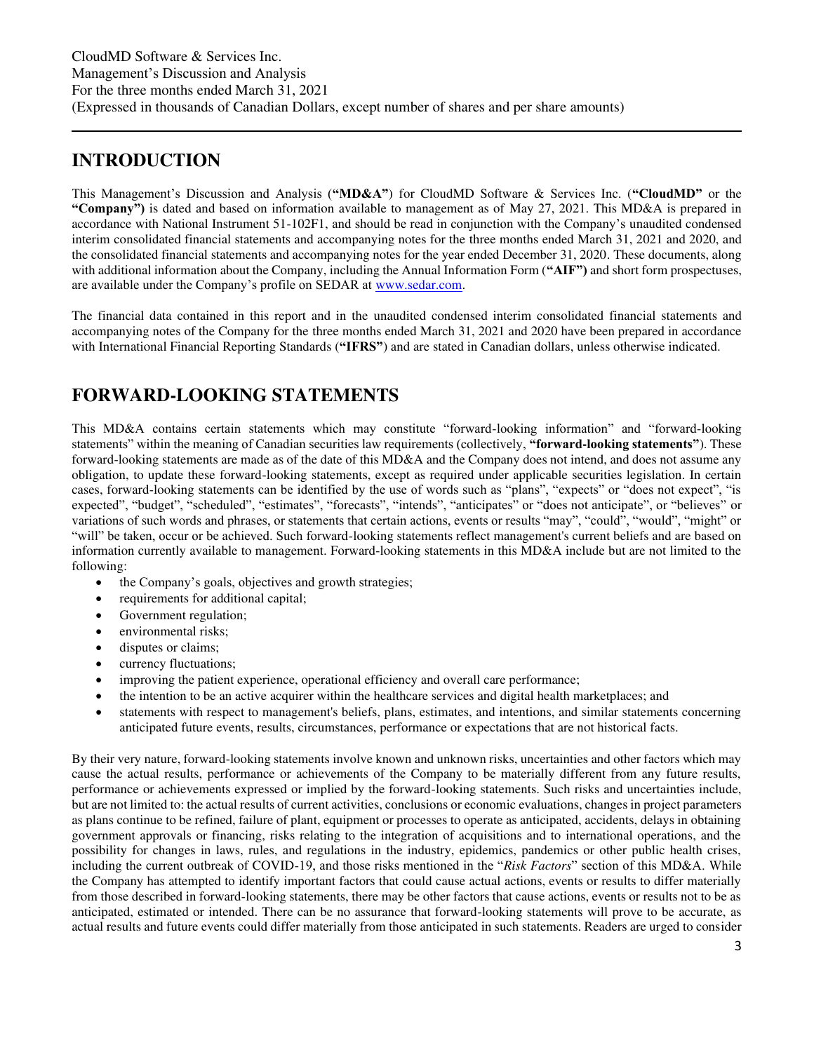# INTRODUCTION

This Management's Discussion and Analysis (**"MD&A"**) for CloudMD Software & Services Inc. (**"CloudMD"** or the **"Company")** is dated and based on information available to management as of May 27, 2021. This MD&A is prepared in accordance with National Instrument 51-102F1, and should be read in conjunction with the Company's unaudited condensed interim consolidated financial statements and accompanying notes for the three months ended March 31, 2021 and 2020, and the consolidated financial statements and accompanying notes for the year ended December 31, 2020. These documents, along with additional information about the Company, including the Annual Information Form (**"AIF")** and short form prospectuses, are available under the Company's profile on SEDAR at www.sedar.com.

The financial data contained in this report and in the unaudited condensed interim consolidated financial statements and accompanying notes of the Company for the three months ended March 31, 2021 and 2020 have been prepared in accordance with International Financial Reporting Standards (**"IFRS"**) and are stated in Canadian dollars, unless otherwise indicated.

# FORWARD-LOOKING STATEMENTS

This MD&A contains certain statements which may constitute "forward-looking information" and "forward-looking statements" within the meaning of Canadian securities law requirements (collectively, **"forward-looking statements"**). These forward-looking statements are made as of the date of this MD&A and the Company does not intend, and does not assume any obligation, to update these forward-looking statements, except as required under applicable securities legislation. In certain cases, forward-looking statements can be identified by the use of words such as "plans", "expects" or "does not expect", "is expected", "budget", "scheduled", "estimates", "forecasts", "intends", "anticipates" or "does not anticipate", or "believes" or variations of such words and phrases, or statements that certain actions, events or results "may", "could", "would", "might" or "will" be taken, occur or be achieved. Such forward-looking statements reflect management's current beliefs and are based on information currently available to management. Forward-looking statements in this MD&A include but are not limited to the following:

- the Company's goals, objectives and growth strategies;
- requirements for additional capital;
- Government regulation;
- environmental risks;
- disputes or claims;
- currency fluctuations;
- improving the patient experience, operational efficiency and overall care performance;
- the intention to be an active acquirer within the healthcare services and digital health marketplaces; and
- statements with respect to management's beliefs, plans, estimates, and intentions, and similar statements concerning anticipated future events, results, circumstances, performance or expectations that are not historical facts.

By their very nature, forward-looking statements involve known and unknown risks, uncertainties and other factors which may cause the actual results, performance or achievements of the Company to be materially different from any future results, performance or achievements expressed or implied by the forward-looking statements. Such risks and uncertainties include, but are not limited to: the actual results of current activities, conclusions or economic evaluations, changes in project parameters as plans continue to be refined, failure of plant, equipment or processes to operate as anticipated, accidents, delays in obtaining government approvals or financing, risks relating to the integration of acquisitions and to international operations, and the possibility for changes in laws, rules, and regulations in the industry, epidemics, pandemics or other public health crises, including the current outbreak of COVID-19, and those risks mentioned in the "*Risk Factors*" section of this MD&A. While the Company has attempted to identify important factors that could cause actual actions, events or results to differ materially from those described in forward-looking statements, there may be other factors that cause actions, events or results not to be as anticipated, estimated or intended. There can be no assurance that forward-looking statements will prove to be accurate, as actual results and future events could differ materially from those anticipated in such statements. Readers are urged to consider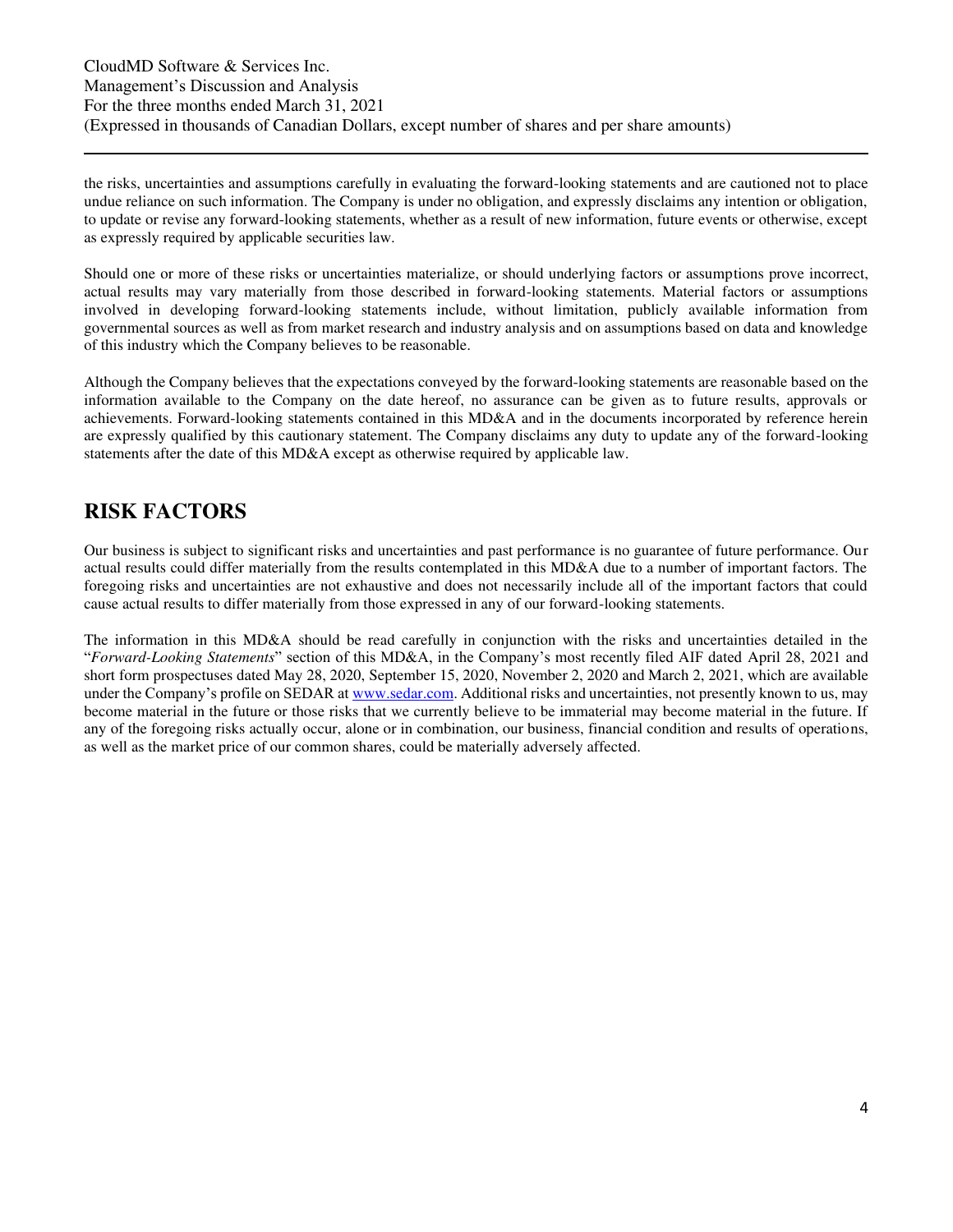the risks, uncertainties and assumptions carefully in evaluating the forward-looking statements and are cautioned not to place undue reliance on such information. The Company is under no obligation, and expressly disclaims any intention or obligation, to update or revise any forward-looking statements, whether as a result of new information, future events or otherwise, except as expressly required by applicable securities law.

Should one or more of these risks or uncertainties materialize, or should underlying factors or assumptions prove incorrect, actual results may vary materially from those described in forward-looking statements. Material factors or assumptions involved in developing forward-looking statements include, without limitation, publicly available information from governmental sources as well as from market research and industry analysis and on assumptions based on data and knowledge of this industry which the Company believes to be reasonable.

Although the Company believes that the expectations conveyed by the forward-looking statements are reasonable based on the information available to the Company on the date hereof, no assurance can be given as to future results, approvals or achievements. Forward-looking statements contained in this MD&A and in the documents incorporated by reference herein are expressly qualified by this cautionary statement. The Company disclaims any duty to update any of the forward-looking statements after the date of this MD&A except as otherwise required by applicable law.

# RISK FACTORS

Our business is subject to significant risks and uncertainties and past performance is no guarantee of future performance. Our actual results could differ materially from the results contemplated in this MD&A due to a number of important factors. The foregoing risks and uncertainties are not exhaustive and does not necessarily include all of the important factors that could cause actual results to differ materially from those expressed in any of our forward-looking statements.

The information in this MD&A should be read carefully in conjunction with the risks and uncertainties detailed in the "*Forward-Looking Statements*" section of this MD&A, in the Company's most recently filed AIF dated April 28, 2021 and short form prospectuses dated May 28, 2020, September 15, 2020, November 2, 2020 and March 2, 2021, which are available under the Company's profile on SEDAR at www.sedar.com. Additional risks and uncertainties, not presently known to us, may become material in the future or those risks that we currently believe to be immaterial may become material in the future. If any of the foregoing risks actually occur, alone or in combination, our business, financial condition and results of operations, as well as the market price of our common shares, could be materially adversely affected.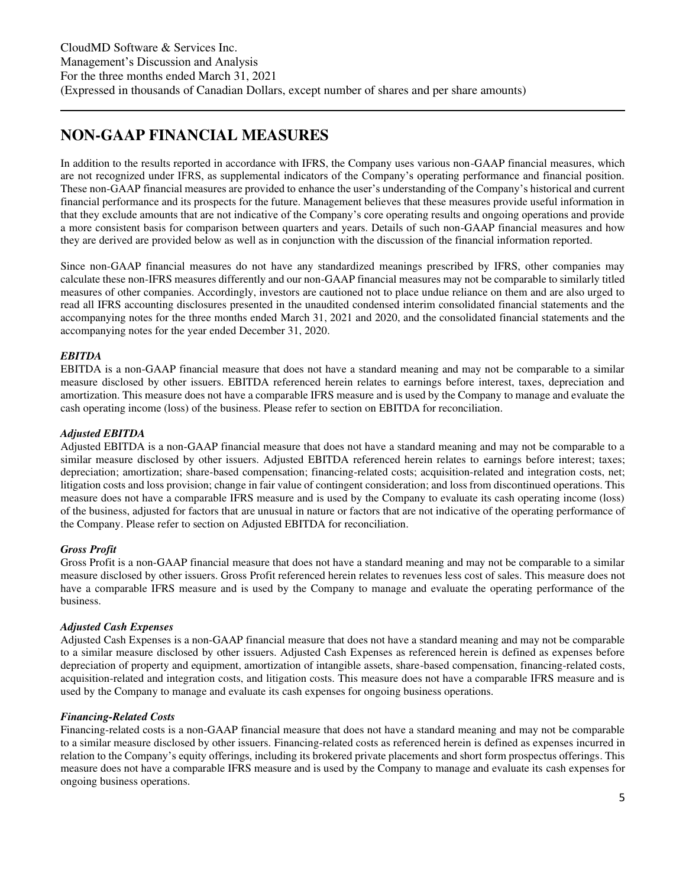## NON-GAAP FINANCIAL MEASURES

In addition to the results reported in accordance with IFRS, the Company uses various non-GAAP financial measures, which are not recognized under IFRS, as supplemental indicators of the Company's operating performance and financial position. These non-GAAP financial measures are provided to enhance the user's understanding of the Company's historical and current financial performance and its prospects for the future. Management believes that these measures provide useful information in that they exclude amounts that are not indicative of the Company's core operating results and ongoing operations and provide a more consistent basis for comparison between quarters and years. Details of such non-GAAP financial measures and how they are derived are provided below as well as in conjunction with the discussion of the financial information reported.

Since non-GAAP financial measures do not have any standardized meanings prescribed by IFRS, other companies may calculate these non-IFRS measures differently and our non-GAAP financial measures may not be comparable to similarly titled measures of other companies. Accordingly, investors are cautioned not to place undue reliance on them and are also urged to read all IFRS accounting disclosures presented in the unaudited condensed interim consolidated financial statements and the accompanying notes for the three months ended March 31, 2021 and 2020, and the consolidated financial statements and the accompanying notes for the year ended December 31, 2020.

***EBITDA***

EBITDA is a non-GAAP financial measure that does not have a standard meaning and may not be comparable to a similar measure disclosed by other issuers. EBITDA referenced herein relates to earnings before interest, taxes, depreciation and amortization. This measure does not have a comparable IFRS measure and is used by the Company to manage and evaluate the cash operating income (loss) of the business. Please refer to section on EBITDA for reconciliation.

***Adjusted EBITDA***

Adjusted EBITDA is a non-GAAP financial measure that does not have a standard meaning and may not be comparable to a similar measure disclosed by other issuers. Adjusted EBITDA referenced herein relates to earnings before interest; taxes; depreciation; amortization; share-based compensation; financing-related costs; acquisition-related and integration costs, net; litigation costs and loss provision; change in fair value of contingent consideration; and loss from discontinued operations. This measure does not have a comparable IFRS measure and is used by the Company to evaluate its cash operating income (loss) of the business, adjusted for factors that are unusual in nature or factors that are not indicative of the operating performance of the Company. Please refer to section on Adjusted EBITDA for reconciliation.

***Gross Profit***

Gross Profit is a non-GAAP financial measure that does not have a standard meaning and may not be comparable to a similar measure disclosed by other issuers. Gross Profit referenced herein relates to revenues less cost of sales. This measure does not have a comparable IFRS measure and is used by the Company to manage and evaluate the operating performance of the business.

***Adjusted Cash Expenses***

Adjusted Cash Expenses is a non-GAAP financial measure that does not have a standard meaning and may not be comparable to a similar measure disclosed by other issuers. Adjusted Cash Expenses as referenced herein is defined as expenses before depreciation of property and equipment, amortization of intangible assets, share-based compensation, financing-related costs, acquisition-related and integration costs, and litigation costs. This measure does not have a comparable IFRS measure and is used by the Company to manage and evaluate its cash expenses for ongoing business operations.

***Financing-Related Costs***

Financing-related costs is a non-GAAP financial measure that does not have a standard meaning and may not be comparable to a similar measure disclosed by other issuers. Financing-related costs as referenced herein is defined as expenses incurred in relation to the Company's equity offerings, including its brokered private placements and short form prospectus offerings. This measure does not have a comparable IFRS measure and is used by the Company to manage and evaluate its cash expenses for ongoing business operations.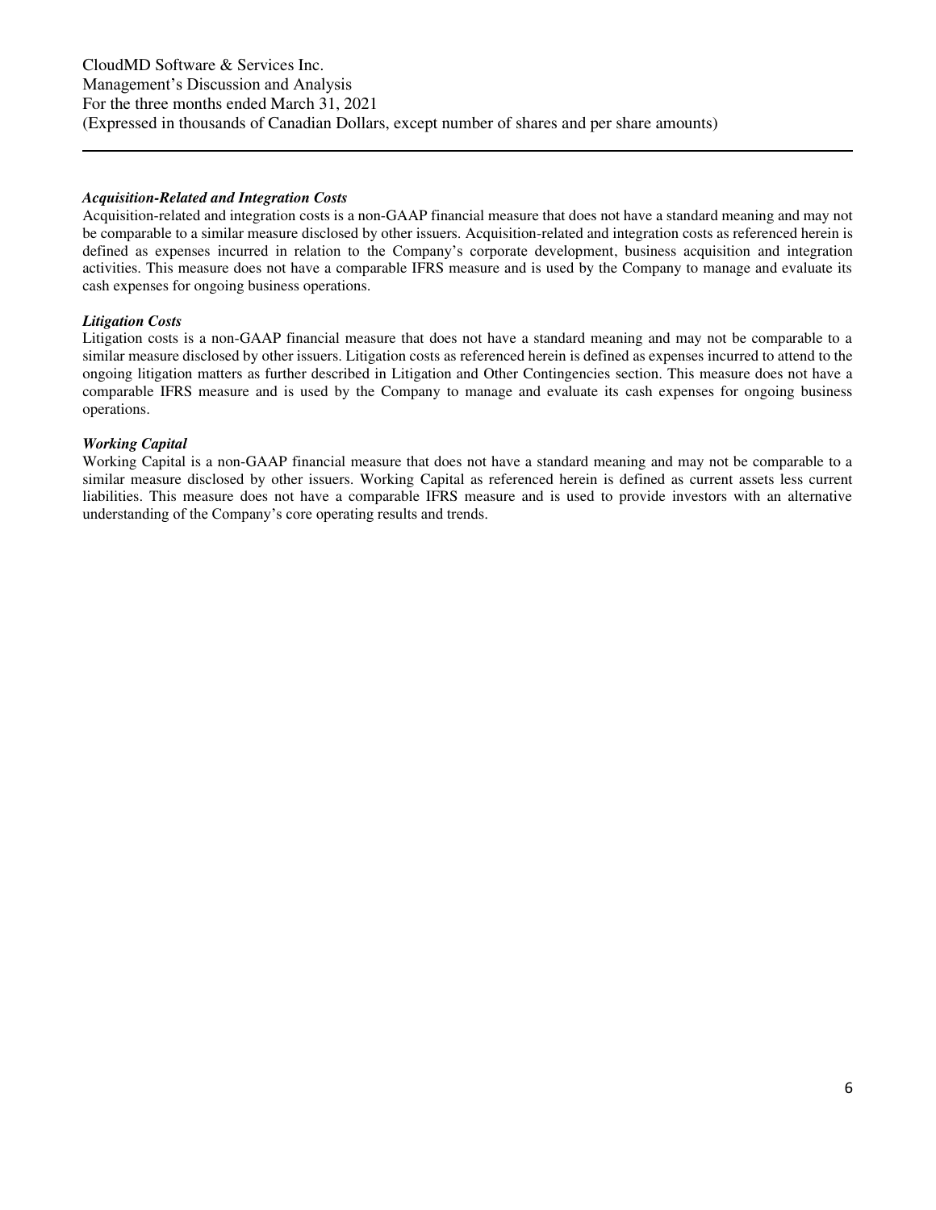***Acquisition-Related and Integration Costs***

Acquisition-related and integration costs is a non-GAAP financial measure that does not have a standard meaning and may not be comparable to a similar measure disclosed by other issuers. Acquisition-related and integration costs as referenced herein is defined as expenses incurred in relation to the Company's corporate development, business acquisition and integration activities. This measure does not have a comparable IFRS measure and is used by the Company to manage and evaluate its cash expenses for ongoing business operations.

***Litigation Costs***

Litigation costs is a non-GAAP financial measure that does not have a standard meaning and may not be comparable to a similar measure disclosed by other issuers. Litigation costs as referenced herein is defined as expenses incurred to attend to the ongoing litigation matters as further described in Litigation and Other Contingencies section. This measure does not have a comparable IFRS measure and is used by the Company to manage and evaluate its cash expenses for ongoing business operations.

***Working Capital***

Working Capital is a non-GAAP financial measure that does not have a standard meaning and may not be comparable to a similar measure disclosed by other issuers. Working Capital as referenced herein is defined as current assets less current liabilities. This measure does not have a comparable IFRS measure and is used to provide investors with an alternative understanding of the Company's core operating results and trends.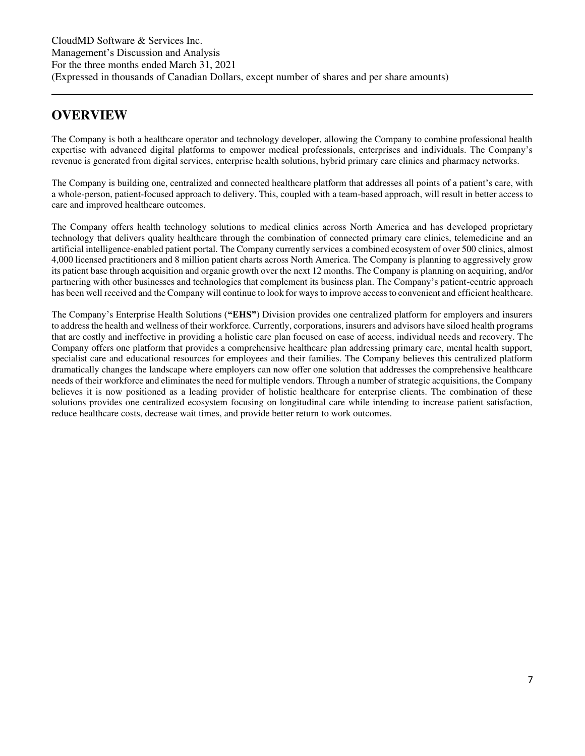# OVERVIEW

The Company is both a healthcare operator and technology developer, allowing the Company to combine professional health expertise with advanced digital platforms to empower medical professionals, enterprises and individuals. The Company's revenue is generated from digital services, enterprise health solutions, hybrid primary care clinics and pharmacy networks.

The Company is building one, centralized and connected healthcare platform that addresses all points of a patient's care, with a whole-person, patient-focused approach to delivery. This, coupled with a team-based approach, will result in better access to care and improved healthcare outcomes.

The Company offers health technology solutions to medical clinics across North America and has developed proprietary technology that delivers quality healthcare through the combination of connected primary care clinics, telemedicine and an artificial intelligence-enabled patient portal. The Company currently services a combined ecosystem of over 500 clinics, almost 4,000 licensed practitioners and 8 million patient charts across North America. The Company is planning to aggressively grow its patient base through acquisition and organic growth over the next 12 months. The Company is planning on acquiring, and/or partnering with other businesses and technologies that complement its business plan. The Company's patient-centric approach has been well received and the Company will continue to look for ways to improve access to convenient and efficient healthcare.

The Company's Enterprise Health Solutions (**"EHS"**) Division provides one centralized platform for employers and insurers to address the health and wellness of their workforce. Currently, corporations, insurers and advisors have siloed health programs that are costly and ineffective in providing a holistic care plan focused on ease of access, individual needs and recovery. The Company offers one platform that provides a comprehensive healthcare plan addressing primary care, mental health support, specialist care and educational resources for employees and their families. The Company believes this centralized platform dramatically changes the landscape where employers can now offer one solution that addresses the comprehensive healthcare needs of their workforce and eliminates the need for multiple vendors. Through a number of strategic acquisitions, the Company believes it is now positioned as a leading provider of holistic healthcare for enterprise clients. The combination of these solutions provides one centralized ecosystem focusing on longitudinal care while intending to increase patient satisfaction, reduce healthcare costs, decrease wait times, and provide better return to work outcomes.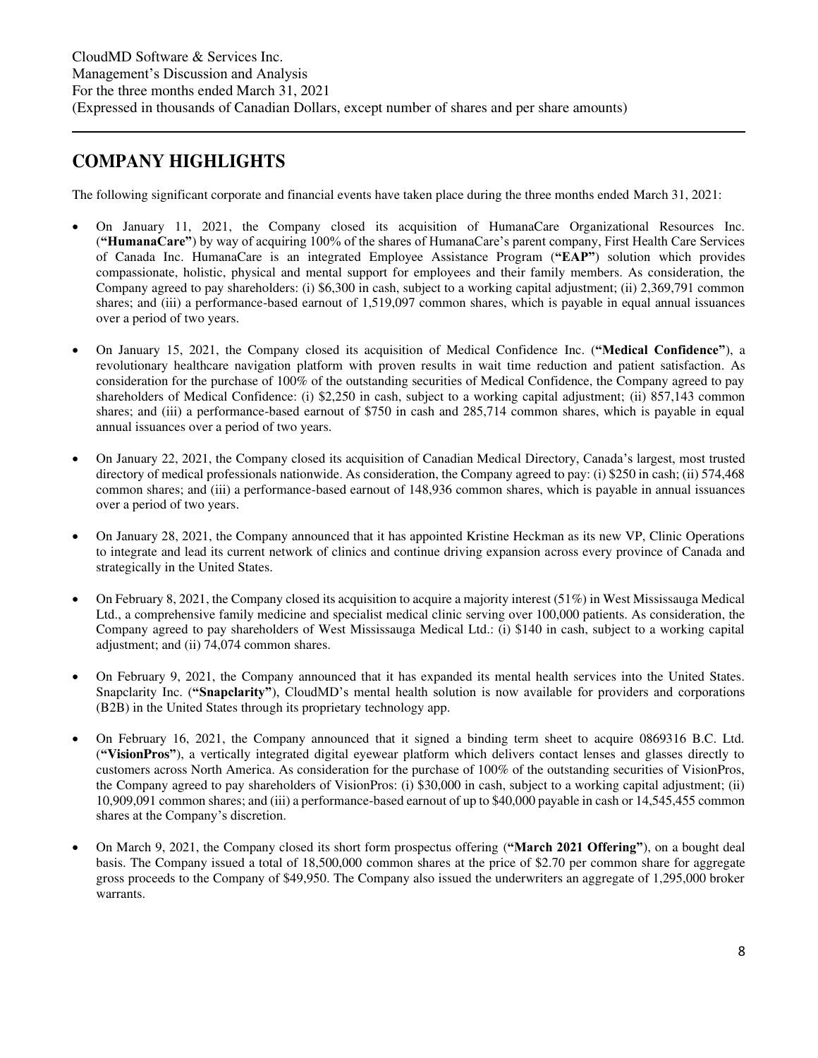## COMPANY HIGHLIGHTS

The following significant corporate and financial events have taken place during the three months ended March 31, 2021:

- On January 11, 2021, the Company closed its acquisition of HumanaCare Organizational Resources Inc. (**"HumanaCare"**) by way of acquiring 100% of the shares of HumanaCare's parent company, First Health Care Services of Canada Inc. HumanaCare is an integrated Employee Assistance Program (**"EAP"**) solution which provides compassionate, holistic, physical and mental support for employees and their family members. As consideration, the Company agreed to pay shareholders: (i) $6,300 in cash, subject to a working capital adjustment; (ii) 2,369,791 common shares; and (iii) a performance-based earnout of 1,519,097 common shares, which is payable in equal annual issuances over a period of two years.

- On January 15, 2021, the Company closed its acquisition of Medical Confidence Inc. (**"Medical Confidence"**), a revolutionary healthcare navigation platform with proven results in wait time reduction and patient satisfaction. As consideration for the purchase of 100% of the outstanding securities of Medical Confidence, the Company agreed to pay shareholders of Medical Confidence: (i) $2,250 in cash, subject to a working capital adjustment; (ii) 857,143 common shares; and (iii) a performance-based earnout of $750 in cash and 285,714 common shares, which is payable in equal annual issuances over a period of two years.

- On January 22, 2021, the Company closed its acquisition of Canadian Medical Directory, Canada's largest, most trusted directory of medical professionals nationwide. As consideration, the Company agreed to pay: (i) $250 in cash; (ii) 574,468 common shares; and (iii) a performance-based earnout of 148,936 common shares, which is payable in annual issuances over a period of two years.

- On January 28, 2021, the Company announced that it has appointed Kristine Heckman as its new VP, Clinic Operations to integrate and lead its current network of clinics and continue driving expansion across every province of Canada and strategically in the United States.

- On February 8, 2021, the Company closed its acquisition to acquire a majority interest (51%) in West Mississauga Medical Ltd., a comprehensive family medicine and specialist medical clinic serving over 100,000 patients. As consideration, the Company agreed to pay shareholders of West Mississauga Medical Ltd.: (i) $140 in cash, subject to a working capital adjustment; and (ii) 74,074 common shares.

- On February 9, 2021, the Company announced that it has expanded its mental health services into the United States. Snapclarity Inc. (**"Snapclarity"**), CloudMD's mental health solution is now available for providers and corporations (B2B) in the United States through its proprietary technology app.

- On February 16, 2021, the Company announced that it signed a binding term sheet to acquire 0869316 B.C. Ltd. (**"VisionPros"**), a vertically integrated digital eyewear platform which delivers contact lenses and glasses directly to customers across North America. As consideration for the purchase of 100% of the outstanding securities of VisionPros, the Company agreed to pay shareholders of VisionPros: (i) $30,000 in cash, subject to a working capital adjustment; (ii) 10,909,091 common shares; and (iii) a performance-based earnout of up to $40,000 payable in cash or 14,545,455 common shares at the Company's discretion.

- On March 9, 2021, the Company closed its short form prospectus offering (**"March 2021 Offering"**), on a bought deal basis. The Company issued a total of 18,500,000 common shares at the price of $2.70 per common share for aggregate gross proceeds to the Company of $49,950. The Company also issued the underwriters an aggregate of 1,295,000 broker warrants.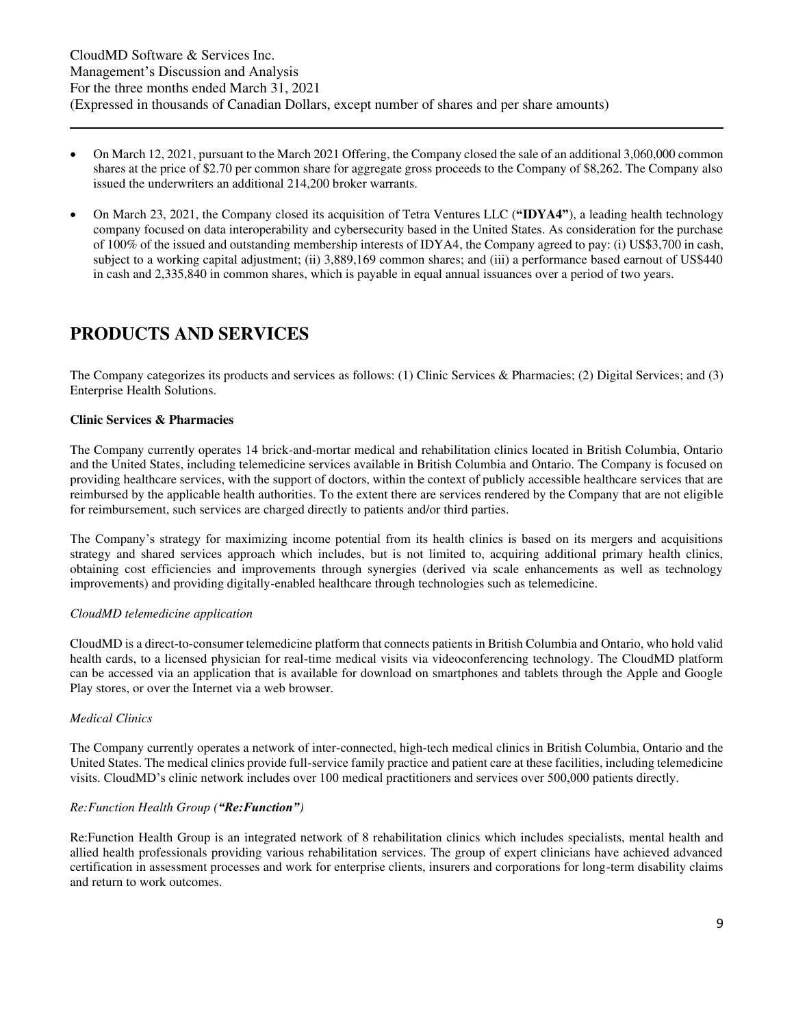- On March 12, 2021, pursuant to the March 2021 Offering, the Company closed the sale of an additional 3,060,000 common shares at the price of $2.70 per common share for aggregate gross proceeds to the Company of $8,262. The Company also issued the underwriters an additional 214,200 broker warrants.

- On March 23, 2021, the Company closed its acquisition of Tetra Ventures LLC (**"IDYA4"**), a leading health technology company focused on data interoperability and cybersecurity based in the United States. As consideration for the purchase of 100% of the issued and outstanding membership interests of IDYA4, the Company agreed to pay: (i) US$3,700 in cash, subject to a working capital adjustment; (ii) 3,889,169 common shares; and (iii) a performance based earnout of US$440 in cash and 2,335,840 in common shares, which is payable in equal annual issuances over a period of two years.

# PRODUCTS AND SERVICES

The Company categorizes its products and services as follows: (1) Clinic Services & Pharmacies; (2) Digital Services; and (3) Enterprise Health Solutions.

**Clinic Services & Pharmacies**

The Company currently operates 14 brick-and-mortar medical and rehabilitation clinics located in British Columbia, Ontario and the United States, including telemedicine services available in British Columbia and Ontario. The Company is focused on providing healthcare services, with the support of doctors, within the context of publicly accessible healthcare services that are reimbursed by the applicable health authorities. To the extent there are services rendered by the Company that are not eligible for reimbursement, such services are charged directly to patients and/or third parties.

The Company's strategy for maximizing income potential from its health clinics is based on its mergers and acquisitions strategy and shared services approach which includes, but is not limited to, acquiring additional primary health clinics, obtaining cost efficiencies and improvements through synergies (derived via scale enhancements as well as technology improvements) and providing digitally-enabled healthcare through technologies such as telemedicine.

*CloudMD telemedicine application*

CloudMD is a direct-to-consumer telemedicine platform that connects patients in British Columbia and Ontario, who hold valid health cards, to a licensed physician for real-time medical visits via videoconferencing technology. The CloudMD platform can be accessed via an application that is available for download on smartphones and tablets through the Apple and Google Play stores, or over the Internet via a web browser.

*Medical Clinics*

The Company currently operates a network of inter-connected, high-tech medical clinics in British Columbia, Ontario and the United States. The medical clinics provide full-service family practice and patient care at these facilities, including telemedicine visits. CloudMD's clinic network includes over 100 medical practitioners and services over 500,000 patients directly.

*Re:Function Health Group (**"Re:Function"**)*

Re:Function Health Group is an integrated network of 8 rehabilitation clinics which includes specialists, mental health and allied health professionals providing various rehabilitation services. The group of expert clinicians have achieved advanced certification in assessment processes and work for enterprise clients, insurers and corporations for long-term disability claims and return to work outcomes.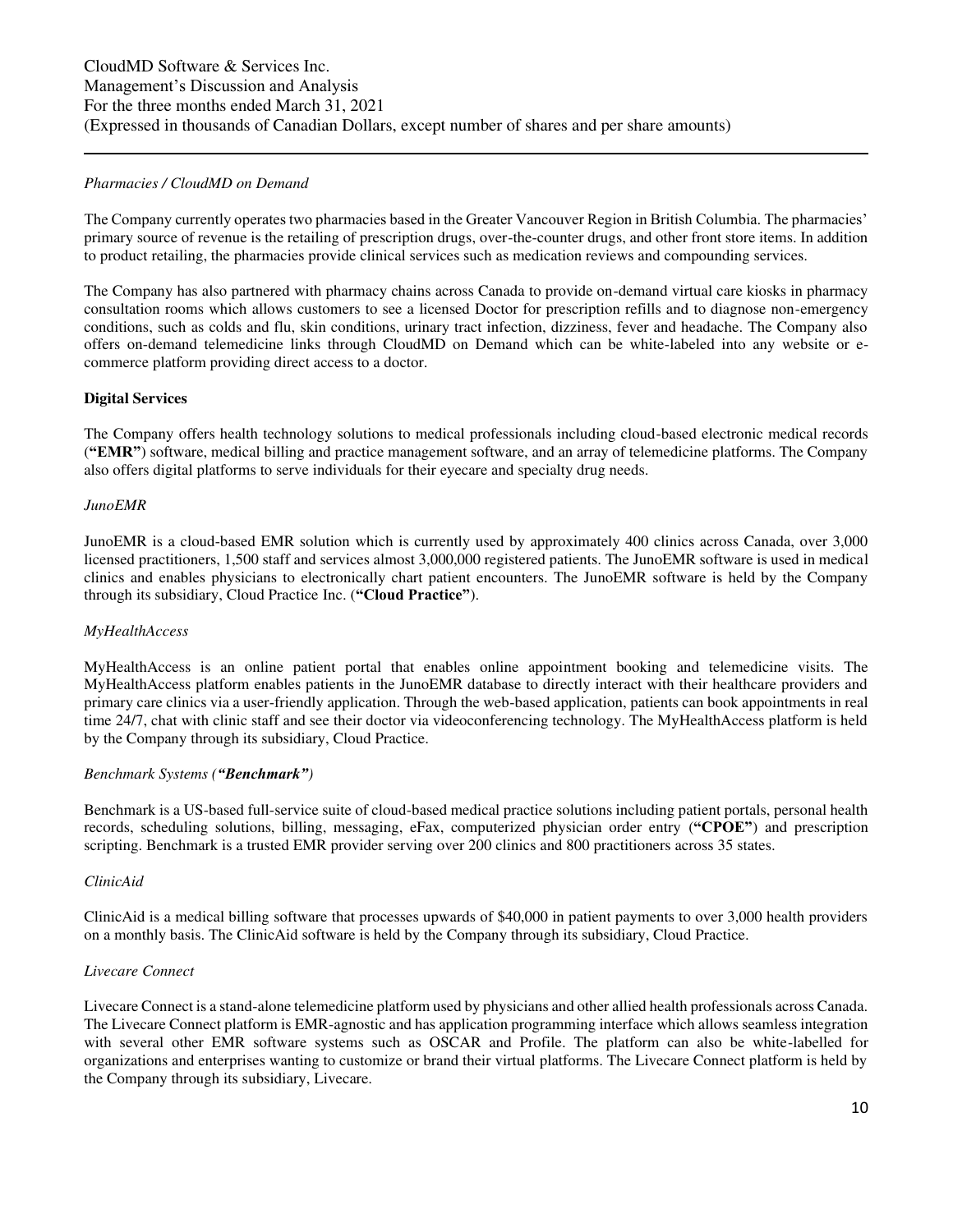*Pharmacies / CloudMD on Demand*

The Company currently operates two pharmacies based in the Greater Vancouver Region in British Columbia. The pharmacies' primary source of revenue is the retailing of prescription drugs, over-the-counter drugs, and other front store items. In addition to product retailing, the pharmacies provide clinical services such as medication reviews and compounding services.

The Company has also partnered with pharmacy chains across Canada to provide on-demand virtual care kiosks in pharmacy consultation rooms which allows customers to see a licensed Doctor for prescription refills and to diagnose non-emergency conditions, such as colds and flu, skin conditions, urinary tract infection, dizziness, fever and headache. The Company also offers on-demand telemedicine links through CloudMD on Demand which can be white-labeled into any website or e-commerce platform providing direct access to a doctor.

**Digital Services**

The Company offers health technology solutions to medical professionals including cloud-based electronic medical records (**"EMR"**) software, medical billing and practice management software, and an array of telemedicine platforms. The Company also offers digital platforms to serve individuals for their eyecare and specialty drug needs.

*JunoEMR*

JunoEMR is a cloud-based EMR solution which is currently used by approximately 400 clinics across Canada, over 3,000 licensed practitioners, 1,500 staff and services almost 3,000,000 registered patients. The JunoEMR software is used in medical clinics and enables physicians to electronically chart patient encounters. The JunoEMR software is held by the Company through its subsidiary, Cloud Practice Inc. (**"Cloud Practice"**).

*MyHealthAccess*

MyHealthAccess is an online patient portal that enables online appointment booking and telemedicine visits. The MyHealthAccess platform enables patients in the JunoEMR database to directly interact with their healthcare providers and primary care clinics via a user-friendly application. Through the web-based application, patients can book appointments in real time 24/7, chat with clinic staff and see their doctor via videoconferencing technology. The MyHealthAccess platform is held by the Company through its subsidiary, Cloud Practice.

*Benchmark Systems (**"Benchmark"**)*

Benchmark is a US-based full-service suite of cloud-based medical practice solutions including patient portals, personal health records, scheduling solutions, billing, messaging, eFax, computerized physician order entry (**"CPOE"**) and prescription scripting. Benchmark is a trusted EMR provider serving over 200 clinics and 800 practitioners across 35 states.

*ClinicAid*

ClinicAid is a medical billing software that processes upwards of $40,000 in patient payments to over 3,000 health providers on a monthly basis. The ClinicAid software is held by the Company through its subsidiary, Cloud Practice.

*Livecare Connect*

Livecare Connect is a stand-alone telemedicine platform used by physicians and other allied health professionals across Canada. The Livecare Connect platform is EMR-agnostic and has application programming interface which allows seamless integration with several other EMR software systems such as OSCAR and Profile. The platform can also be white-labelled for organizations and enterprises wanting to customize or brand their virtual platforms. The Livecare Connect platform is held by the Company through its subsidiary, Livecare.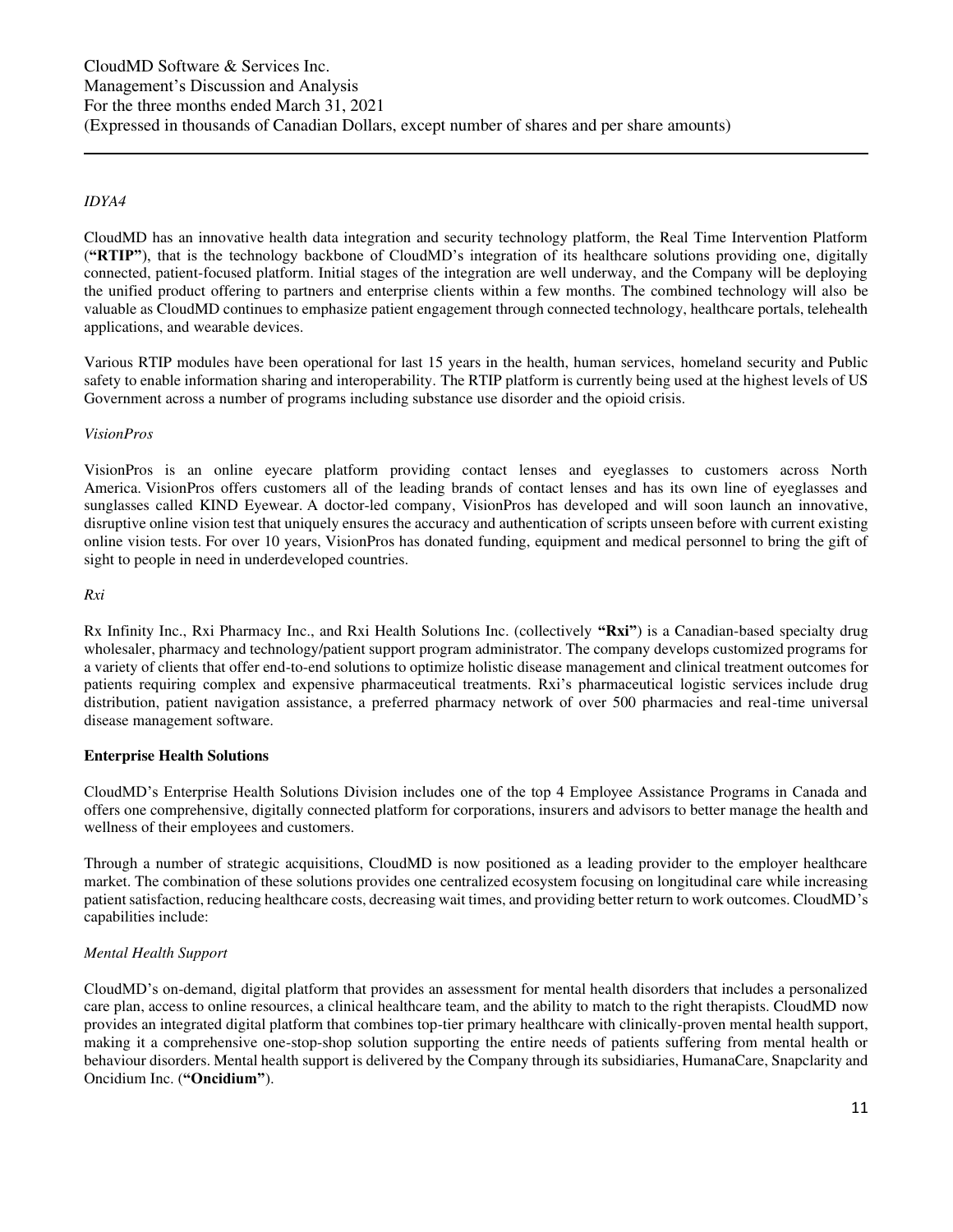*IDYA4*

CloudMD has an innovative health data integration and security technology platform, the Real Time Intervention Platform (**"RTIP"**), that is the technology backbone of CloudMD's integration of its healthcare solutions providing one, digitally connected, patient-focused platform. Initial stages of the integration are well underway, and the Company will be deploying the unified product offering to partners and enterprise clients within a few months. The combined technology will also be valuable as CloudMD continues to emphasize patient engagement through connected technology, healthcare portals, telehealth applications, and wearable devices.

Various RTIP modules have been operational for last 15 years in the health, human services, homeland security and Public safety to enable information sharing and interoperability. The RTIP platform is currently being used at the highest levels of US Government across a number of programs including substance use disorder and the opioid crisis.

*VisionPros*

VisionPros is an online eyecare platform providing contact lenses and eyeglasses to customers across North America. VisionPros offers customers all of the leading brands of contact lenses and has its own line of eyeglasses and sunglasses called KIND Eyewear. A doctor-led company, VisionPros has developed and will soon launch an innovative, disruptive online vision test that uniquely ensures the accuracy and authentication of scripts unseen before with current existing online vision tests. For over 10 years, VisionPros has donated funding, equipment and medical personnel to bring the gift of sight to people in need in underdeveloped countries.

*Rxi*

Rx Infinity Inc., Rxi Pharmacy Inc., and Rxi Health Solutions Inc. (collectively **"Rxi"**) is a Canadian-based specialty drug wholesaler, pharmacy and technology/patient support program administrator. The company develops customized programs for a variety of clients that offer end-to-end solutions to optimize holistic disease management and clinical treatment outcomes for patients requiring complex and expensive pharmaceutical treatments. Rxi's pharmaceutical logistic services include drug distribution, patient navigation assistance, a preferred pharmacy network of over 500 pharmacies and real-time universal disease management software.

**Enterprise Health Solutions**

CloudMD's Enterprise Health Solutions Division includes one of the top 4 Employee Assistance Programs in Canada and offers one comprehensive, digitally connected platform for corporations, insurers and advisors to better manage the health and wellness of their employees and customers.

Through a number of strategic acquisitions, CloudMD is now positioned as a leading provider to the employer healthcare market. The combination of these solutions provides one centralized ecosystem focusing on longitudinal care while increasing patient satisfaction, reducing healthcare costs, decreasing wait times, and providing better return to work outcomes. CloudMD's capabilities include:

*Mental Health Support*

CloudMD's on-demand, digital platform that provides an assessment for mental health disorders that includes a personalized care plan, access to online resources, a clinical healthcare team, and the ability to match to the right therapists. CloudMD now provides an integrated digital platform that combines top-tier primary healthcare with clinically-proven mental health support, making it a comprehensive one-stop-shop solution supporting the entire needs of patients suffering from mental health or behaviour disorders. Mental health support is delivered by the Company through its subsidiaries, HumanaCare, Snapclarity and Oncidium Inc. (**"Oncidium"**).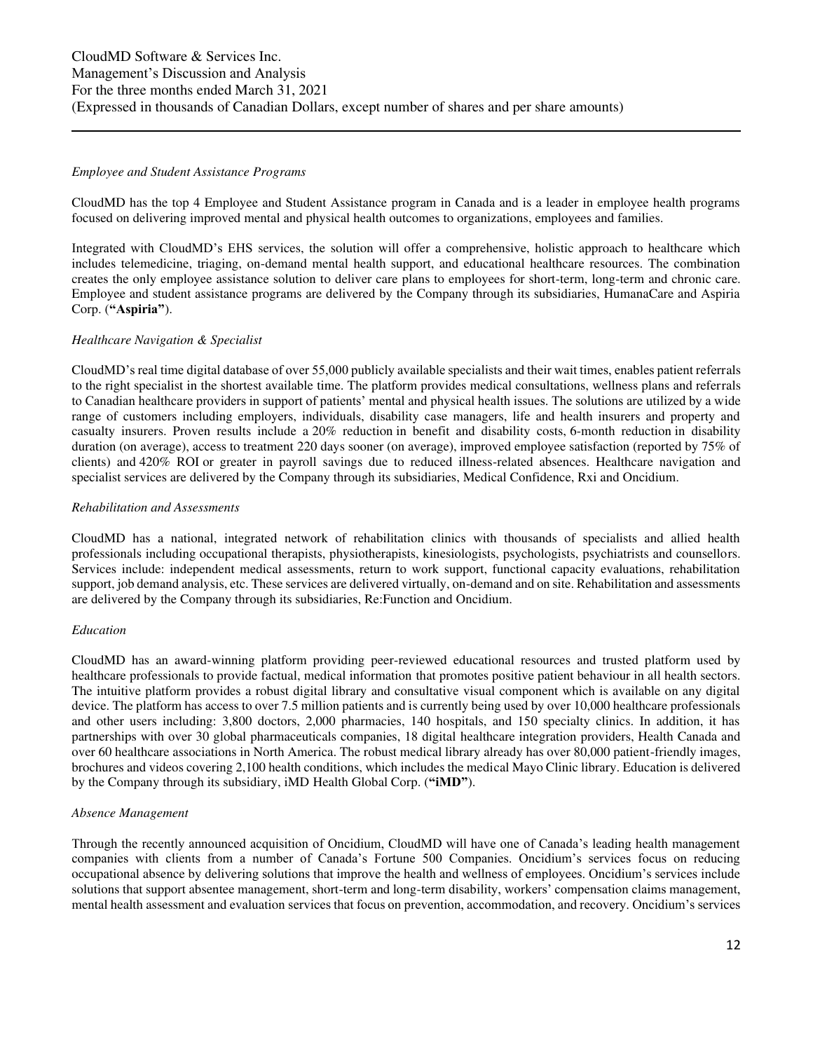*Employee and Student Assistance Programs*

CloudMD has the top 4 Employee and Student Assistance program in Canada and is a leader in employee health programs focused on delivering improved mental and physical health outcomes to organizations, employees and families.

Integrated with CloudMD's EHS services, the solution will offer a comprehensive, holistic approach to healthcare which includes telemedicine, triaging, on-demand mental health support, and educational healthcare resources. The combination creates the only employee assistance solution to deliver care plans to employees for short-term, long-term and chronic care. Employee and student assistance programs are delivered by the Company through its subsidiaries, HumanaCare and Aspiria Corp. (**"Aspiria"**).

*Healthcare Navigation & Specialist*

CloudMD's real time digital database of over 55,000 publicly available specialists and their wait times, enables patient referrals to the right specialist in the shortest available time. The platform provides medical consultations, wellness plans and referrals to Canadian healthcare providers in support of patients' mental and physical health issues. The solutions are utilized by a wide range of customers including employers, individuals, disability case managers, life and health insurers and property and casualty insurers. Proven results include a 20% reduction in benefit and disability costs, 6-month reduction in disability duration (on average), access to treatment 220 days sooner (on average), improved employee satisfaction (reported by 75% of clients) and 420% ROI or greater in payroll savings due to reduced illness-related absences. Healthcare navigation and specialist services are delivered by the Company through its subsidiaries, Medical Confidence, Rxi and Oncidium.

*Rehabilitation and Assessments*

CloudMD has a national, integrated network of rehabilitation clinics with thousands of specialists and allied health professionals including occupational therapists, physiotherapists, kinesiologists, psychologists, psychiatrists and counsellors. Services include: independent medical assessments, return to work support, functional capacity evaluations, rehabilitation support, job demand analysis, etc. These services are delivered virtually, on-demand and on site. Rehabilitation and assessments are delivered by the Company through its subsidiaries, Re:Function and Oncidium.

*Education*

CloudMD has an award-winning platform providing peer-reviewed educational resources and trusted platform used by healthcare professionals to provide factual, medical information that promotes positive patient behaviour in all health sectors. The intuitive platform provides a robust digital library and consultative visual component which is available on any digital device. The platform has access to over 7.5 million patients and is currently being used by over 10,000 healthcare professionals and other users including: 3,800 doctors, 2,000 pharmacies, 140 hospitals, and 150 specialty clinics. In addition, it has partnerships with over 30 global pharmaceuticals companies, 18 digital healthcare integration providers, Health Canada and over 60 healthcare associations in North America. The robust medical library already has over 80,000 patient-friendly images, brochures and videos covering 2,100 health conditions, which includes the medical Mayo Clinic library. Education is delivered by the Company through its subsidiary, iMD Health Global Corp. (**"iMD"**).

*Absence Management*

Through the recently announced acquisition of Oncidium, CloudMD will have one of Canada's leading health management companies with clients from a number of Canada's Fortune 500 Companies. Oncidium's services focus on reducing occupational absence by delivering solutions that improve the health and wellness of employees. Oncidium's services include solutions that support absentee management, short-term and long-term disability, workers' compensation claims management, mental health assessment and evaluation services that focus on prevention, accommodation, and recovery. Oncidium's services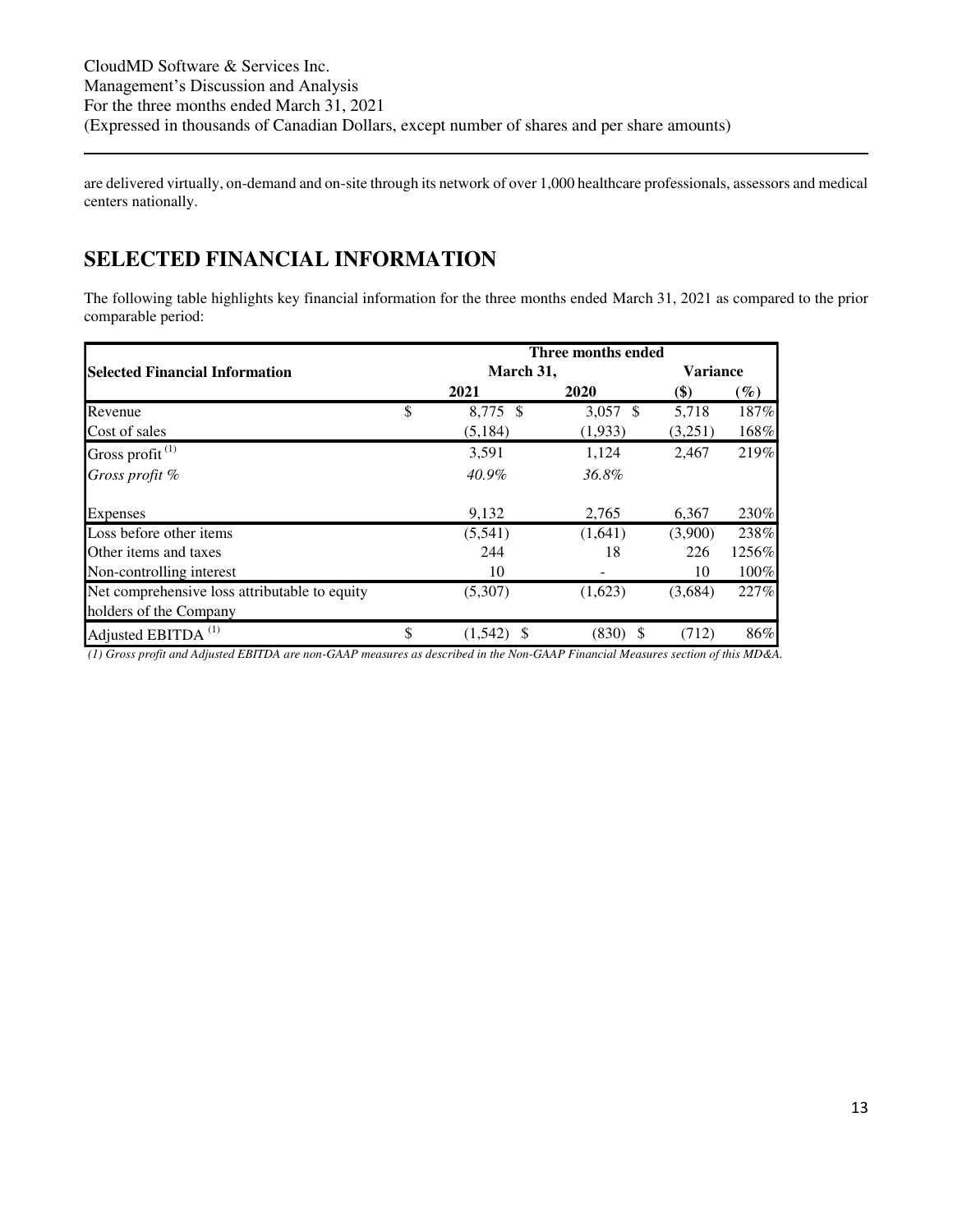are delivered virtually, on-demand and on-site through its network of over 1,000 healthcare professionals, assessors and medical centers nationally.

## SELECTED FINANCIAL INFORMATION

The following table highlights key financial information for the three months ended March 31, 2021 as compared to the prior comparable period:

| Selected Financial Information | Three months ended March 31, | | Variance | |
|---|---|---|---|---|
| | 2021 | 2020 | ($) | (%) |
| Revenue | $ 8,775 | $ 3,057 | $ 5,718 | 187% |
| Cost of sales | (5,184) | (1,933) | (3,251) | 168% |
| Gross profit [(1)] | 3,591 | 1,124 | 2,467 | 219% |
| *Gross profit %* | *40.9%* | *36.8%* | | |
| Expenses | 9,132 | 2,765 | 6,367 | 230% |
| Loss before other items | (5,541) | (1,641) | (3,900) | 238% |
| Other items and taxes | 244 | 18 | 226 | 1256% |
| Non-controlling interest | 10 | - | 10 | 100% |
| Net comprehensive loss attributable to equity holders of the Company | (5,307) | (1,623) | (3,684) | 227% |
| Adjusted EBITDA [(1)] | $ (1,542) | $ (830) | $ (712) | 86% |

*(1) Gross profit and Adjusted EBITDA are non-GAAP measures as described in the Non-GAAP Financial Measures section of this MD&A.*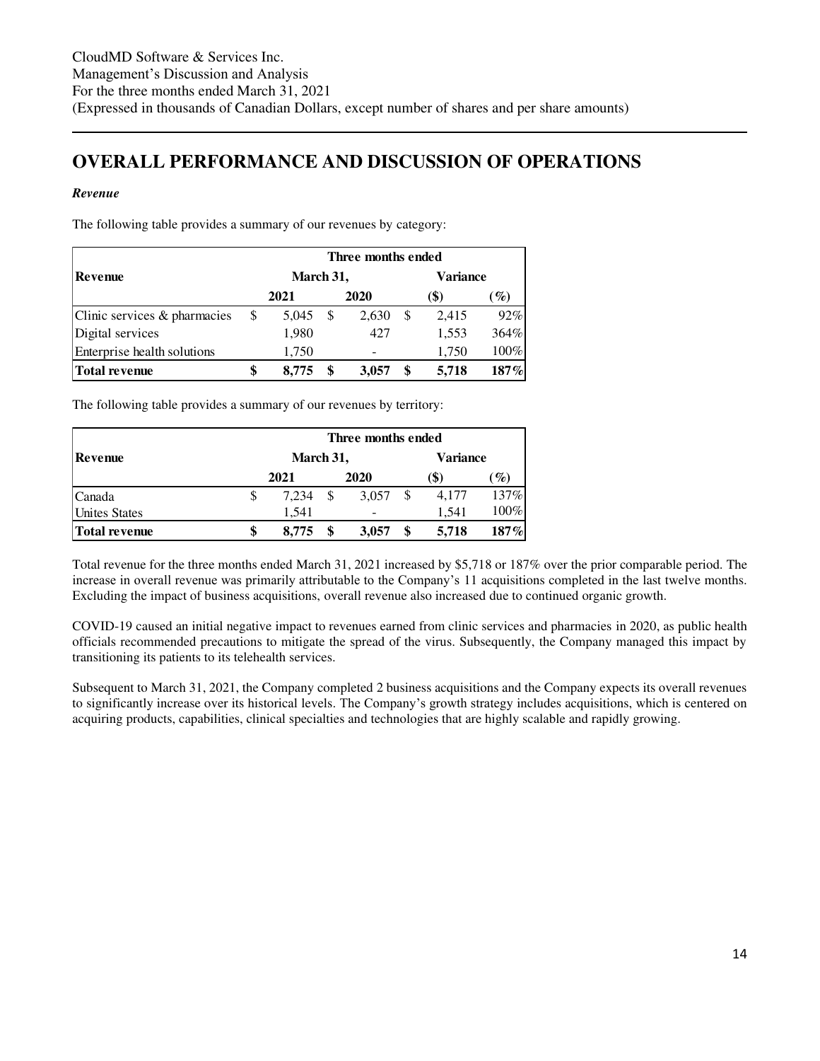# OVERALL PERFORMANCE AND DISCUSSION OF OPERATIONS

***Revenue***

The following table provides a summary of our revenues by category:

| Revenue | Three months ended March 31, | | Variance | |
|---|---|---|---|---|
| | 2021 | 2020 | ($) | (%) |
| Clinic services & pharmacies | $ 5,045 | $ 2,630 | $ 2,415 | 92% |
| Digital services | 1,980 | 427 | 1,553 | 364% |
| Enterprise health solutions | 1,750 | - | 1,750 | 100% |
| **Total revenue** | **$ 8,775** | **$ 3,057** | **$ 5,718** | **187%** |

The following table provides a summary of our revenues by territory:

| Revenue | Three months ended March 31, | | Variance | |
|---|---|---|---|---|
| | 2021 | 2020 | ($) | (%) |
| Canada | $ 7,234 | $ 3,057 | $ 4,177 | 137% |
| Unites States | 1,541 | - | 1,541 | 100% |
| **Total revenue** | **$ 8,775** | **$ 3,057** | **$ 5,718** | **187%** |

Total revenue for the three months ended March 31, 2021 increased by $5,718 or 187% over the prior comparable period. The increase in overall revenue was primarily attributable to the Company's 11 acquisitions completed in the last twelve months. Excluding the impact of business acquisitions, overall revenue also increased due to continued organic growth.

COVID-19 caused an initial negative impact to revenues earned from clinic services and pharmacies in 2020, as public health officials recommended precautions to mitigate the spread of the virus. Subsequently, the Company managed this impact by transitioning its patients to its telehealth services.

Subsequent to March 31, 2021, the Company completed 2 business acquisitions and the Company expects its overall revenues to significantly increase over its historical levels. The Company's growth strategy includes acquisitions, which is centered on acquiring products, capabilities, clinical specialties and technologies that are highly scalable and rapidly growing.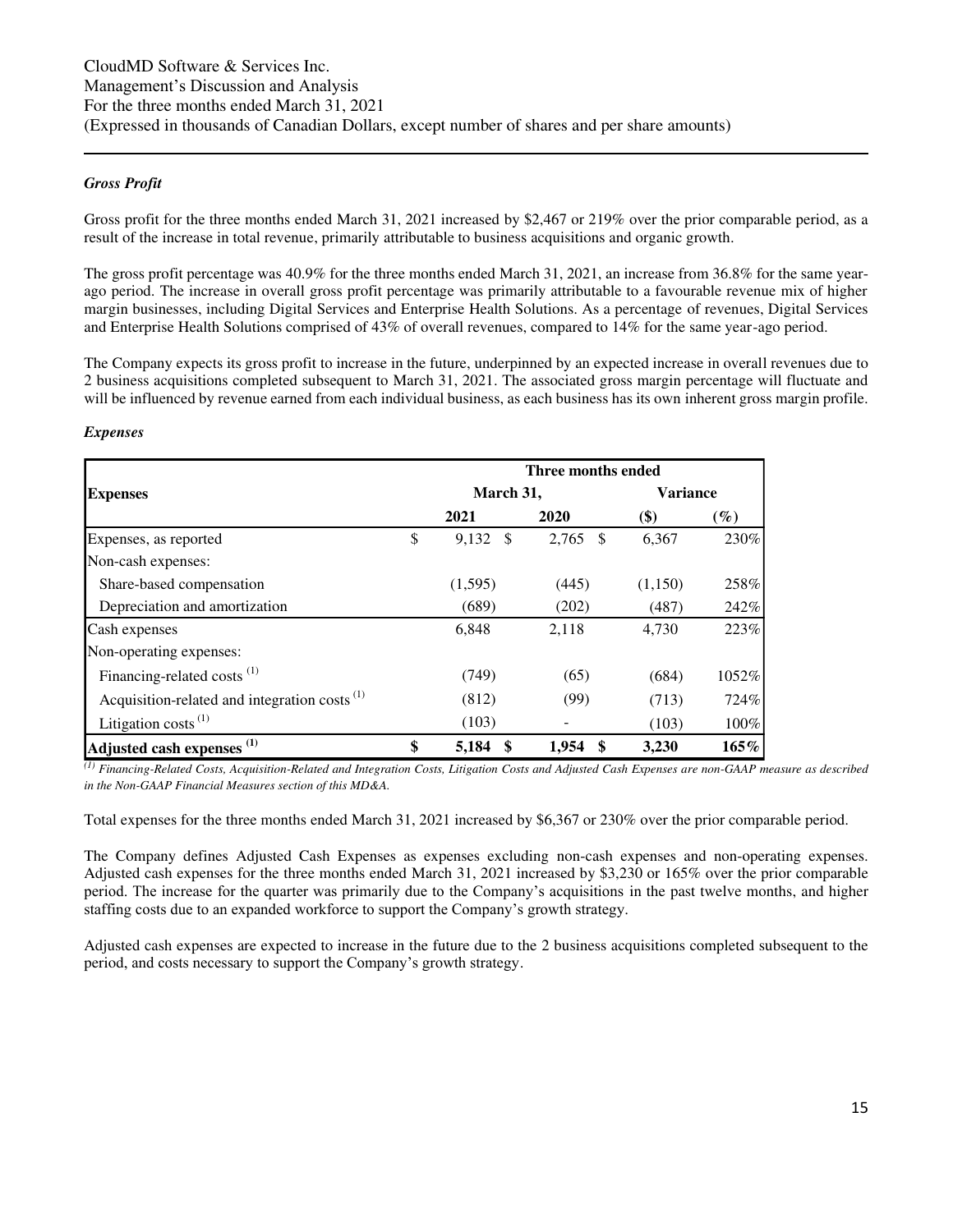***Gross Profit***

Gross profit for the three months ended March 31, 2021 increased by $2,467 or 219% over the prior comparable period, as a result of the increase in total revenue, primarily attributable to business acquisitions and organic growth.

The gross profit percentage was 40.9% for the three months ended March 31, 2021, an increase from 36.8% for the same year-ago period. The increase in overall gross profit percentage was primarily attributable to a favourable revenue mix of higher margin businesses, including Digital Services and Enterprise Health Solutions. As a percentage of revenues, Digital Services and Enterprise Health Solutions comprised of 43% of overall revenues, compared to 14% for the same year-ago period.

The Company expects its gross profit to increase in the future, underpinned by an expected increase in overall revenues due to 2 business acquisitions completed subsequent to March 31, 2021. The associated gross margin percentage will fluctuate and will be influenced by revenue earned from each individual business, as each business has its own inherent gross margin profile.

***Expenses***

| | Three months ended | | | |
|---|---|---|---|---|
| **Expenses** | **March 31,** | | **Variance** | |
| | **2021** | **2020** | **($)** | **(%)** |
| Expenses, as reported | $ 9,132 | $ 2,765 | $ 6,367 | 230% |
| Non-cash expenses: | | | | |
| Share-based compensation | (1,595) | (445) | (1,150) | 258% |
| Depreciation and amortization | (689) | (202) | (487) | 242% |
| Cash expenses | 6,848 | 2,118 | 4,730 | 223% |
| Non-operating expenses: | | | | |
| Financing-related costs [(1)] | (749) | (65) | (684) | 1052% |
| Acquisition-related and integration costs [(1)] | (812) | (99) | (713) | 724% |
| Litigation costs [(1)] | (103) | - | (103) | 100% |
| **Adjusted cash expenses [(1)]** | **$ 5,184** | **$ 1,954** | **$ 3,230** | **165%** |

*[(1)] Financing-Related Costs, Acquisition-Related and Integration Costs, Litigation Costs and Adjusted Cash Expenses are non-GAAP measure as described in the Non-GAAP Financial Measures section of this MD&A.*

Total expenses for the three months ended March 31, 2021 increased by $6,367 or 230% over the prior comparable period.

The Company defines Adjusted Cash Expenses as expenses excluding non-cash expenses and non-operating expenses. Adjusted cash expenses for the three months ended March 31, 2021 increased by $3,230 or 165% over the prior comparable period. The increase for the quarter was primarily due to the Company's acquisitions in the past twelve months, and higher staffing costs due to an expanded workforce to support the Company's growth strategy.

Adjusted cash expenses are expected to increase in the future due to the 2 business acquisitions completed subsequent to the period, and costs necessary to support the Company's growth strategy.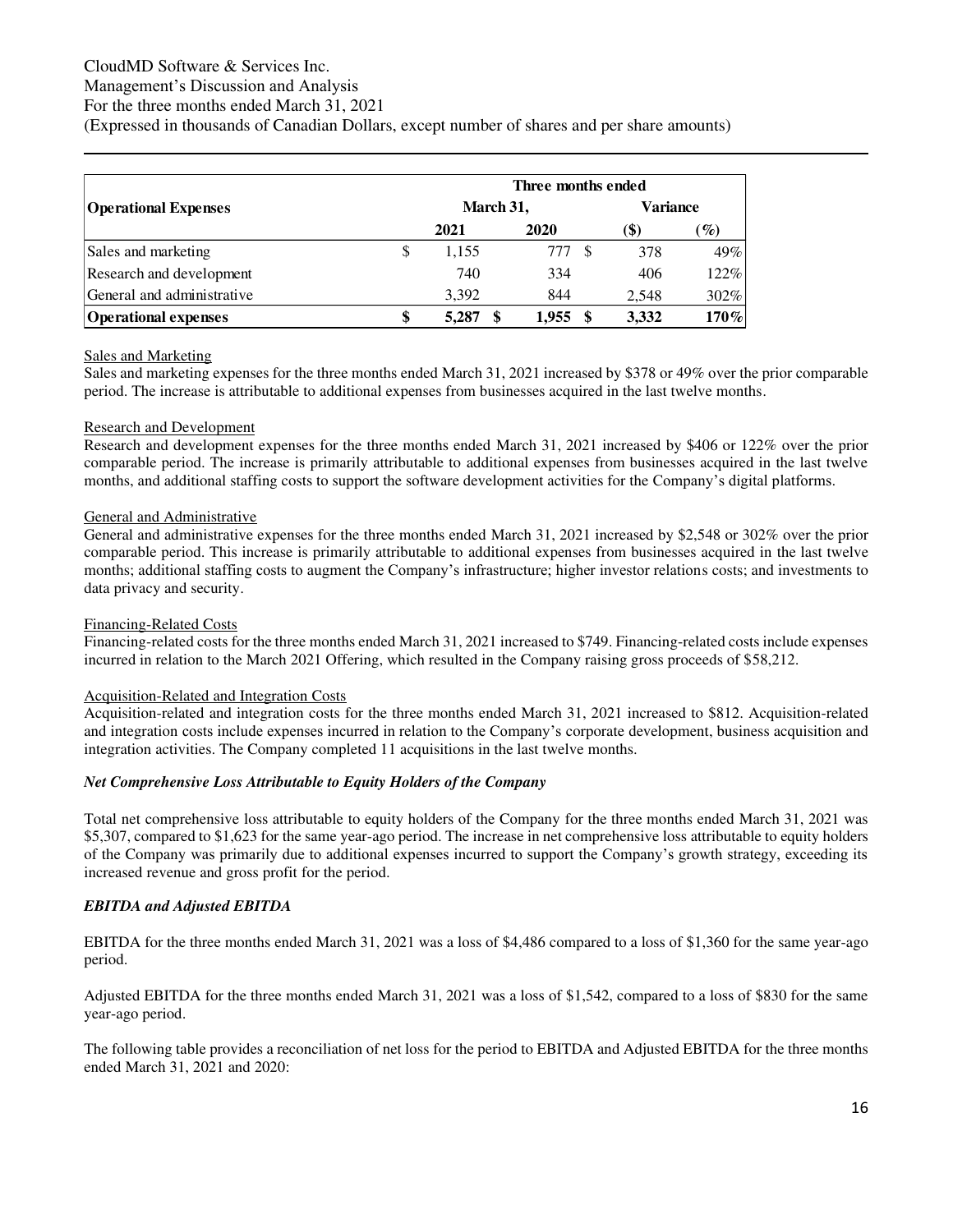| Operational Expenses | Three months ended March 31, 2021 | Three months ended March 31, 2020 | Variance ($) | Variance (%) |
|---|---|---|---|---|
| Sales and marketing | $ 1,155 | 777 | $ 378 | 49% |
| Research and development | 740 | 334 | 406 | 122% |
| General and administrative | 3,392 | 844 | 2,548 | 302% |
| **Operational expenses** | **$ 5,287** | **$ 1,955** | **$ 3,332** | **170%** |

Sales and Marketing

Sales and marketing expenses for the three months ended March 31, 2021 increased by $378 or 49% over the prior comparable period. The increase is attributable to additional expenses from businesses acquired in the last twelve months.

Research and Development

Research and development expenses for the three months ended March 31, 2021 increased by $406 or 122% over the prior comparable period. The increase is primarily attributable to additional expenses from businesses acquired in the last twelve months, and additional staffing costs to support the software development activities for the Company's digital platforms.

General and Administrative

General and administrative expenses for the three months ended March 31, 2021 increased by $2,548 or 302% over the prior comparable period. This increase is primarily attributable to additional expenses from businesses acquired in the last twelve months; additional staffing costs to augment the Company's infrastructure; higher investor relations costs; and investments to data privacy and security.

Financing-Related Costs

Financing-related costs for the three months ended March 31, 2021 increased to $749. Financing-related costs include expenses incurred in relation to the March 2021 Offering, which resulted in the Company raising gross proceeds of $58,212.

Acquisition-Related and Integration Costs

Acquisition-related and integration costs for the three months ended March 31, 2021 increased to $812. Acquisition-related and integration costs include expenses incurred in relation to the Company's corporate development, business acquisition and integration activities. The Company completed 11 acquisitions in the last twelve months.

### *Net Comprehensive Loss Attributable to Equity Holders of the Company*

Total net comprehensive loss attributable to equity holders of the Company for the three months ended March 31, 2021 was $5,307, compared to $1,623 for the same year-ago period. The increase in net comprehensive loss attributable to equity holders of the Company was primarily due to additional expenses incurred to support the Company's growth strategy, exceeding its increased revenue and gross profit for the period.

### *EBITDA and Adjusted EBITDA*

EBITDA for the three months ended March 31, 2021 was a loss of $4,486 compared to a loss of $1,360 for the same year-ago period.

Adjusted EBITDA for the three months ended March 31, 2021 was a loss of $1,542, compared to a loss of $830 for the same year-ago period.

The following table provides a reconciliation of net loss for the period to EBITDA and Adjusted EBITDA for the three months ended March 31, 2021 and 2020: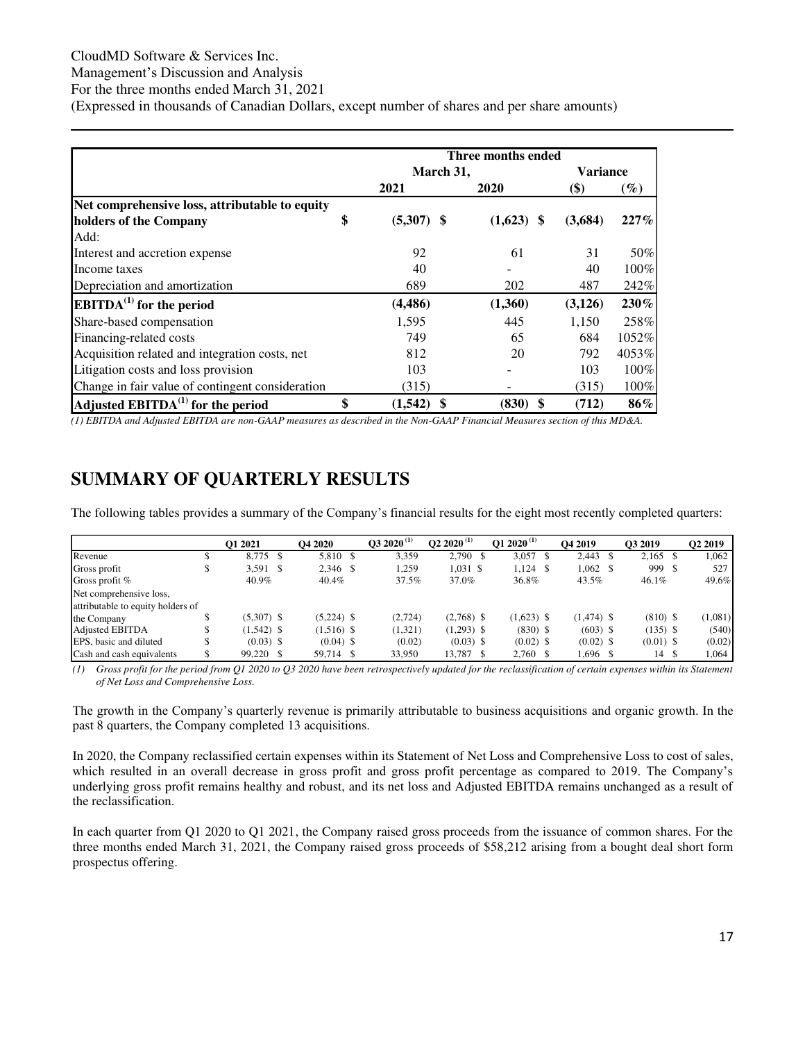| | Three months ended | | | |
|---|---|---|---|---|
| | March 31, | | Variance | |
| | 2021 | 2020 | ($) | (%) |
| **Net comprehensive loss, attributable to equity holders of the Company** | **$ (5,307)** | **$ (1,623)** | **$ (3,684)** | **227%** |
| Add: | | | | |
| Interest and accretion expense | 92 | 61 | 31 | 50% |
| Income taxes | 40 | - | 40 | 100% |
| Depreciation and amortization | 689 | 202 | 487 | 242% |
| **EBITDA[(1)] for the period** | **(4,486)** | **(1,360)** | **(3,126)** | **230%** |
| Share-based compensation | 1,595 | 445 | 1,150 | 258% |
| Financing-related costs | 749 | 65 | 684 | 1052% |
| Acquisition related and integration costs, net | 812 | 20 | 792 | 4053% |
| Litigation costs and loss provision | 103 | - | 103 | 100% |
| Change in fair value of contingent consideration | (315) | - | (315) | 100% |
| **Adjusted EBITDA[(1)] for the period** | **$ (1,542)** | **$ (830)** | **$ (712)** | **86%** |

*(1) EBITDA and Adjusted EBITDA are non-GAAP measures as described in the Non-GAAP Financial Measures section of this MD&A.*

# SUMMARY OF QUARTERLY RESULTS

The following tables provides a summary of the Company's financial results for the eight most recently completed quarters:

| | Q1 2021 | Q4 2020 | Q3 2020[(1)] | Q2 2020[(1)] | Q1 2020[(1)] | Q4 2019 | Q3 2019 | Q2 2019 |
|---|---|---|---|---|---|---|---|---|
| Revenue | $ 8,775 | $ 5,810 | $ 3,359 | 2,790 | $ 3,057 | $ 2,443 | $ 2,165 | $ 1,062 |
| Gross profit | $ 3,591 | $ 2,346 | $ 1,259 | 1,031 | $ 1,124 | $ 1,062 | $ 999 | $ 527 |
| Gross profit % | 40.9% | 40.4% | 37.5% | 37.0% | 36.8% | 43.5% | 46.1% | 49.6% |
| Net comprehensive loss, attributable to equity holders of the Company | $ (5,307) | $ (5,224) | $ (2,724) | (2,768) | $ (1,623) | $ (1,474) | $ (810) | $ (1,081) |
| Adjusted EBITDA | $ (1,542) | $ (1,516) | $ (1,321) | (1,293) | $ (830) | $ (603) | $ (135) | $ (540) |
| EPS, basic and diluted | $ (0.03) | $ (0.04) | $ (0.02) | (0.03) | $ (0.02) | $ (0.02) | $ (0.01) | $ (0.02) |
| Cash and cash equivalents | $ 99,220 | $ 59,714 | $ 33,950 | 13,787 | $ 2,760 | $ 1,696 | $ 14 | $ 1,064 |

*(1) Gross profit for the period from Q1 2020 to Q3 2020 have been retrospectively updated for the reclassification of certain expenses within its Statement of Net Loss and Comprehensive Loss.*

The growth in the Company's quarterly revenue is primarily attributable to business acquisitions and organic growth. In the past 8 quarters, the Company completed 13 acquisitions.

In 2020, the Company reclassified certain expenses within its Statement of Net Loss and Comprehensive Loss to cost of sales, which resulted in an overall decrease in gross profit and gross profit percentage as compared to 2019. The Company's underlying gross profit remains healthy and robust, and its net loss and Adjusted EBITDA remains unchanged as a result of the reclassification.

In each quarter from Q1 2020 to Q1 2021, the Company raised gross proceeds from the issuance of common shares. For the three months ended March 31, 2021, the Company raised gross proceeds of $58,212 arising from a bought deal short form prospectus offering.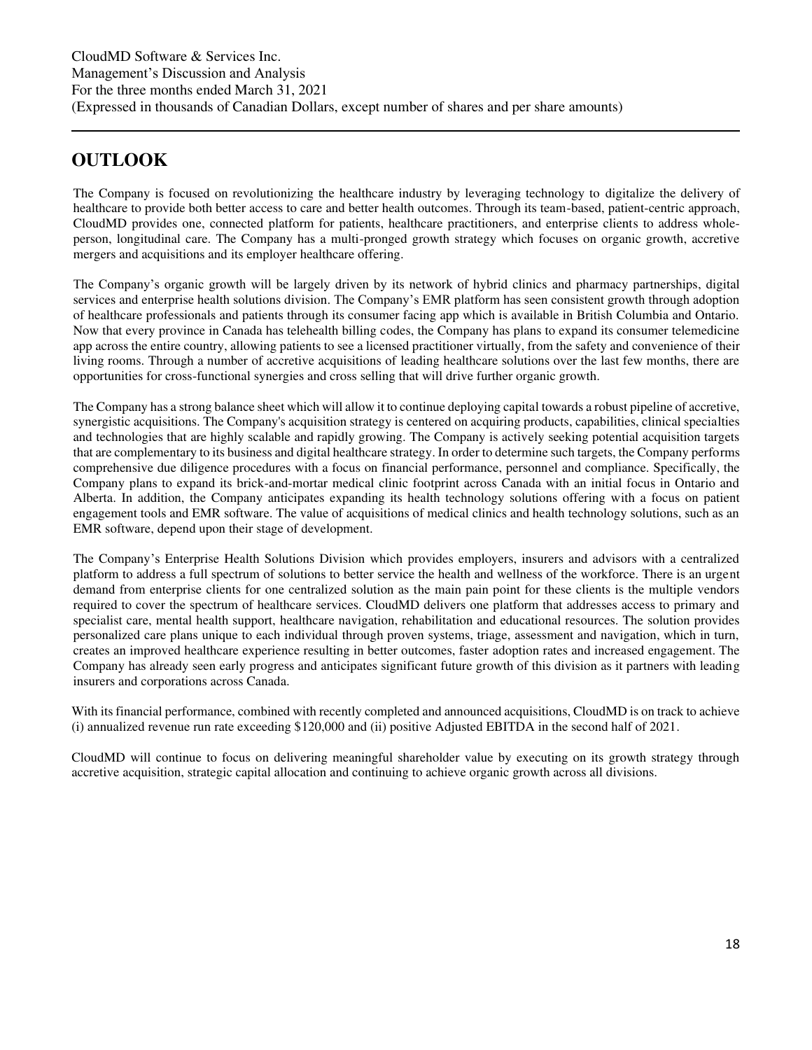## OUTLOOK

The Company is focused on revolutionizing the healthcare industry by leveraging technology to digitalize the delivery of healthcare to provide both better access to care and better health outcomes. Through its team-based, patient-centric approach, CloudMD provides one, connected platform for patients, healthcare practitioners, and enterprise clients to address whole-person, longitudinal care. The Company has a multi-pronged growth strategy which focuses on organic growth, accretive mergers and acquisitions and its employer healthcare offering.

The Company's organic growth will be largely driven by its network of hybrid clinics and pharmacy partnerships, digital services and enterprise health solutions division. The Company's EMR platform has seen consistent growth through adoption of healthcare professionals and patients through its consumer facing app which is available in British Columbia and Ontario. Now that every province in Canada has telehealth billing codes, the Company has plans to expand its consumer telemedicine app across the entire country, allowing patients to see a licensed practitioner virtually, from the safety and convenience of their living rooms. Through a number of accretive acquisitions of leading healthcare solutions over the last few months, there are opportunities for cross-functional synergies and cross selling that will drive further organic growth.

The Company has a strong balance sheet which will allow it to continue deploying capital towards a robust pipeline of accretive, synergistic acquisitions. The Company's acquisition strategy is centered on acquiring products, capabilities, clinical specialties and technologies that are highly scalable and rapidly growing. The Company is actively seeking potential acquisition targets that are complementary to its business and digital healthcare strategy. In order to determine such targets, the Company performs comprehensive due diligence procedures with a focus on financial performance, personnel and compliance. Specifically, the Company plans to expand its brick-and-mortar medical clinic footprint across Canada with an initial focus in Ontario and Alberta. In addition, the Company anticipates expanding its health technology solutions offering with a focus on patient engagement tools and EMR software. The value of acquisitions of medical clinics and health technology solutions, such as an EMR software, depend upon their stage of development.

The Company's Enterprise Health Solutions Division which provides employers, insurers and advisors with a centralized platform to address a full spectrum of solutions to better service the health and wellness of the workforce. There is an urgent demand from enterprise clients for one centralized solution as the main pain point for these clients is the multiple vendors required to cover the spectrum of healthcare services. CloudMD delivers one platform that addresses access to primary and specialist care, mental health support, healthcare navigation, rehabilitation and educational resources. The solution provides personalized care plans unique to each individual through proven systems, triage, assessment and navigation, which in turn, creates an improved healthcare experience resulting in better outcomes, faster adoption rates and increased engagement. The Company has already seen early progress and anticipates significant future growth of this division as it partners with leading insurers and corporations across Canada.

With its financial performance, combined with recently completed and announced acquisitions, CloudMD is on track to achieve (i) annualized revenue run rate exceeding $120,000 and (ii) positive Adjusted EBITDA in the second half of 2021.

CloudMD will continue to focus on delivering meaningful shareholder value by executing on its growth strategy through accretive acquisition, strategic capital allocation and continuing to achieve organic growth across all divisions.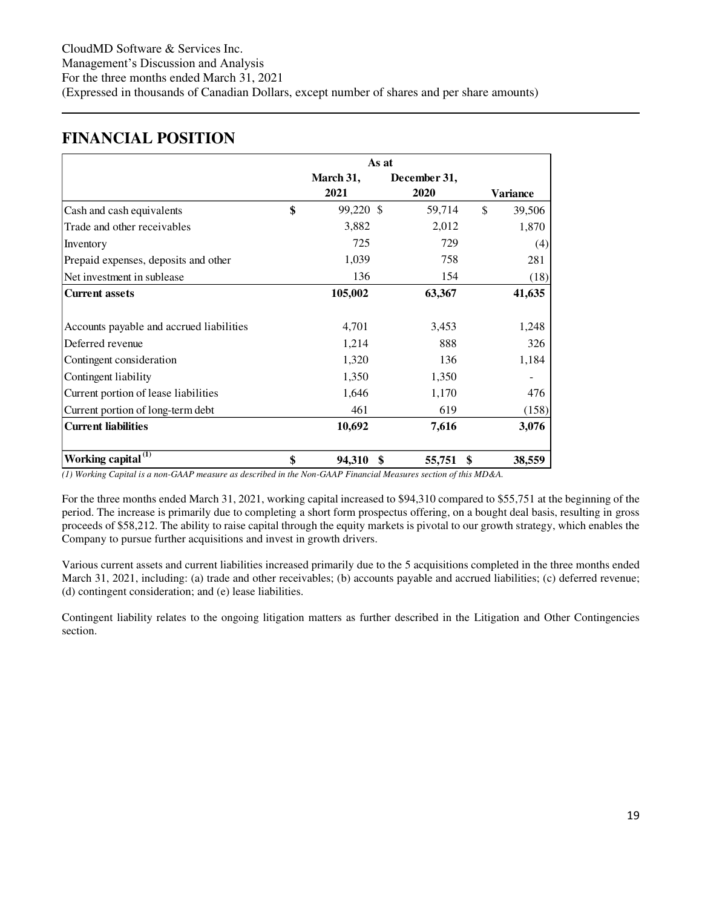## FINANCIAL POSITION

| | As at | | |
|---|---|---|---|
| | March 31, 2021 | December 31, 2020 | Variance |
| Cash and cash equivalents | $ 99,220 | $ 59,714 | $ 39,506 |
| Trade and other receivables | 3,882 | 2,012 | 1,870 |
| Inventory | 725 | 729 | (4) |
| Prepaid expenses, deposits and other | 1,039 | 758 | 281 |
| Net investment in sublease | 136 | 154 | (18) |
| **Current assets** | **105,002** | **63,367** | **41,635** |
| | | | |
| Accounts payable and accrued liabilities | 4,701 | 3,453 | 1,248 |
| Deferred revenue | 1,214 | 888 | 326 |
| Contingent consideration | 1,320 | 136 | 1,184 |
| Contingent liability | 1,350 | 1,350 | - |
| Current portion of lease liabilities | 1,646 | 1,170 | 476 |
| Current portion of long-term debt | 461 | 619 | (158) |
| **Current liabilities** | **10,692** | **7,616** | **3,076** |
| | | | |
| **Working capital (1)** | **$ 94,310** | **$ 55,751** | **$ 38,559** |

*(1) Working Capital is a non-GAAP measure as described in the Non-GAAP Financial Measures section of this MD&A.*

For the three months ended March 31, 2021, working capital increased to $94,310 compared to $55,751 at the beginning of the period. The increase is primarily due to completing a short form prospectus offering, on a bought deal basis, resulting in gross proceeds of $58,212. The ability to raise capital through the equity markets is pivotal to our growth strategy, which enables the Company to pursue further acquisitions and invest in growth drivers.

Various current assets and current liabilities increased primarily due to the 5 acquisitions completed in the three months ended March 31, 2021, including: (a) trade and other receivables; (b) accounts payable and accrued liabilities; (c) deferred revenue; (d) contingent consideration; and (e) lease liabilities.

Contingent liability relates to the ongoing litigation matters as further described in the Litigation and Other Contingencies section.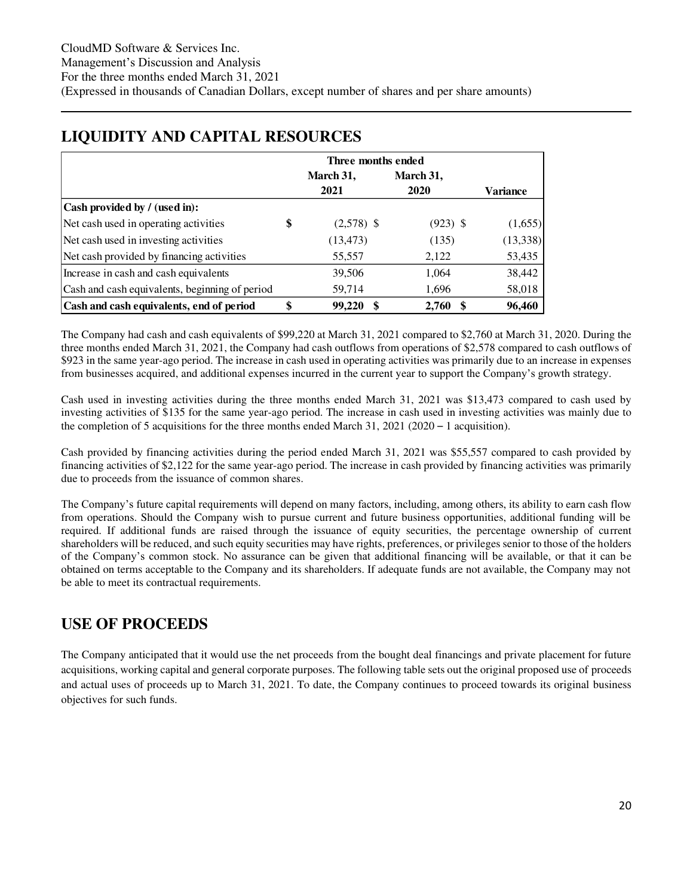## LIQUIDITY AND CAPITAL RESOURCES

| | Three months ended | | |
|---|---|---|---|
| | March 31, 2021 | March 31, 2020 | Variance |
| **Cash provided by / (used in):** | | | |
| Net cash used in operating activities | $ (2,578) | $ (923) | $ (1,655) |
| Net cash used in investing activities | (13,473) | (135) | (13,338) |
| Net cash provided by financing activities | 55,557 | 2,122 | 53,435 |
| Increase in cash and cash equivalents | 39,506 | 1,064 | 38,442 |
| Cash and cash equivalents, beginning of period | 59,714 | 1,696 | 58,018 |
| **Cash and cash equivalents, end of period** | **$ 99,220** | **$ 2,760** | **$ 96,460** |

The Company had cash and cash equivalents of $99,220 at March 31, 2021 compared to $2,760 at March 31, 2020. During the three months ended March 31, 2021, the Company had cash outflows from operations of $2,578 compared to cash outflows of $923 in the same year-ago period. The increase in cash used in operating activities was primarily due to an increase in expenses from businesses acquired, and additional expenses incurred in the current year to support the Company's growth strategy.

Cash used in investing activities during the three months ended March 31, 2021 was $13,473 compared to cash used by investing activities of $135 for the same year-ago period. The increase in cash used in investing activities was mainly due to the completion of 5 acquisitions for the three months ended March 31, 2021 (2020 – 1 acquisition).

Cash provided by financing activities during the period ended March 31, 2021 was $55,557 compared to cash provided by financing activities of $2,122 for the same year-ago period. The increase in cash provided by financing activities was primarily due to proceeds from the issuance of common shares.

The Company's future capital requirements will depend on many factors, including, among others, its ability to earn cash flow from operations. Should the Company wish to pursue current and future business opportunities, additional funding will be required. If additional funds are raised through the issuance of equity securities, the percentage ownership of current shareholders will be reduced, and such equity securities may have rights, preferences, or privileges senior to those of the holders of the Company's common stock. No assurance can be given that additional financing will be available, or that it can be obtained on terms acceptable to the Company and its shareholders. If adequate funds are not available, the Company may not be able to meet its contractual requirements.

## USE OF PROCEEDS

The Company anticipated that it would use the net proceeds from the bought deal financings and private placement for future acquisitions, working capital and general corporate purposes. The following table sets out the original proposed use of proceeds and actual uses of proceeds up to March 31, 2021. To date, the Company continues to proceed towards its original business objectives for such funds.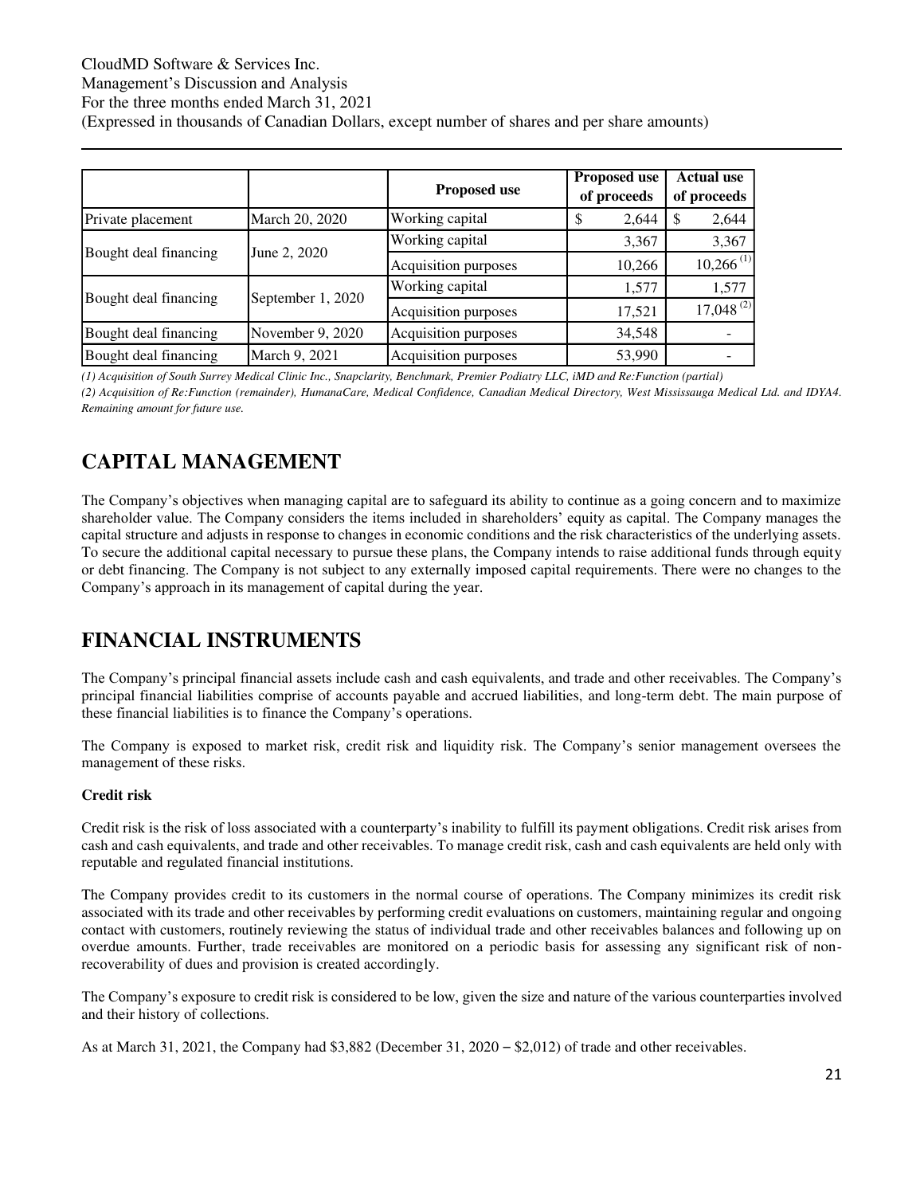| | | Proposed use | Proposed use of proceeds | Actual use of proceeds |
|---|---|---|---|---|
| Private placement | March 20, 2020 | Working capital | $ 2,644 | $ 2,644 |
| Bought deal financing | June 2, 2020 | Working capital | 3,367 | 3,367 |
| | | Acquisition purposes | 10,266 | 10,266 (1) |
| Bought deal financing | September 1, 2020 | Working capital | 1,577 | 1,577 |
| | | Acquisition purposes | 17,521 | 17,048 (2) |
| Bought deal financing | November 9, 2020 | Acquisition purposes | 34,548 | - |
| Bought deal financing | March 9, 2021 | Acquisition purposes | 53,990 | - |

*(1) Acquisition of South Surrey Medical Clinic Inc., Snapclarity, Benchmark, Premier Podiatry LLC, iMD and Re:Function (partial)*

*(2) Acquisition of Re:Function (remainder), HumanaCare, Medical Confidence, Canadian Medical Directory, West Mississauga Medical Ltd. and IDYA4. Remaining amount for future use.*

# CAPITAL MANAGEMENT

The Company's objectives when managing capital are to safeguard its ability to continue as a going concern and to maximize shareholder value. The Company considers the items included in shareholders' equity as capital. The Company manages the capital structure and adjusts in response to changes in economic conditions and the risk characteristics of the underlying assets. To secure the additional capital necessary to pursue these plans, the Company intends to raise additional funds through equity or debt financing. The Company is not subject to any externally imposed capital requirements. There were no changes to the Company's approach in its management of capital during the year.

# FINANCIAL INSTRUMENTS

The Company's principal financial assets include cash and cash equivalents, and trade and other receivables. The Company's principal financial liabilities comprise of accounts payable and accrued liabilities, and long-term debt. The main purpose of these financial liabilities is to finance the Company's operations.

The Company is exposed to market risk, credit risk and liquidity risk. The Company's senior management oversees the management of these risks.

**Credit risk**

Credit risk is the risk of loss associated with a counterparty's inability to fulfill its payment obligations. Credit risk arises from cash and cash equivalents, and trade and other receivables. To manage credit risk, cash and cash equivalents are held only with reputable and regulated financial institutions.

The Company provides credit to its customers in the normal course of operations. The Company minimizes its credit risk associated with its trade and other receivables by performing credit evaluations on customers, maintaining regular and ongoing contact with customers, routinely reviewing the status of individual trade and other receivables balances and following up on overdue amounts. Further, trade receivables are monitored on a periodic basis for assessing any significant risk of non-recoverability of dues and provision is created accordingly.

The Company's exposure to credit risk is considered to be low, given the size and nature of the various counterparties involved and their history of collections.

As at March 31, 2021, the Company had $3,882 (December 31, 2020 – $2,012) of trade and other receivables.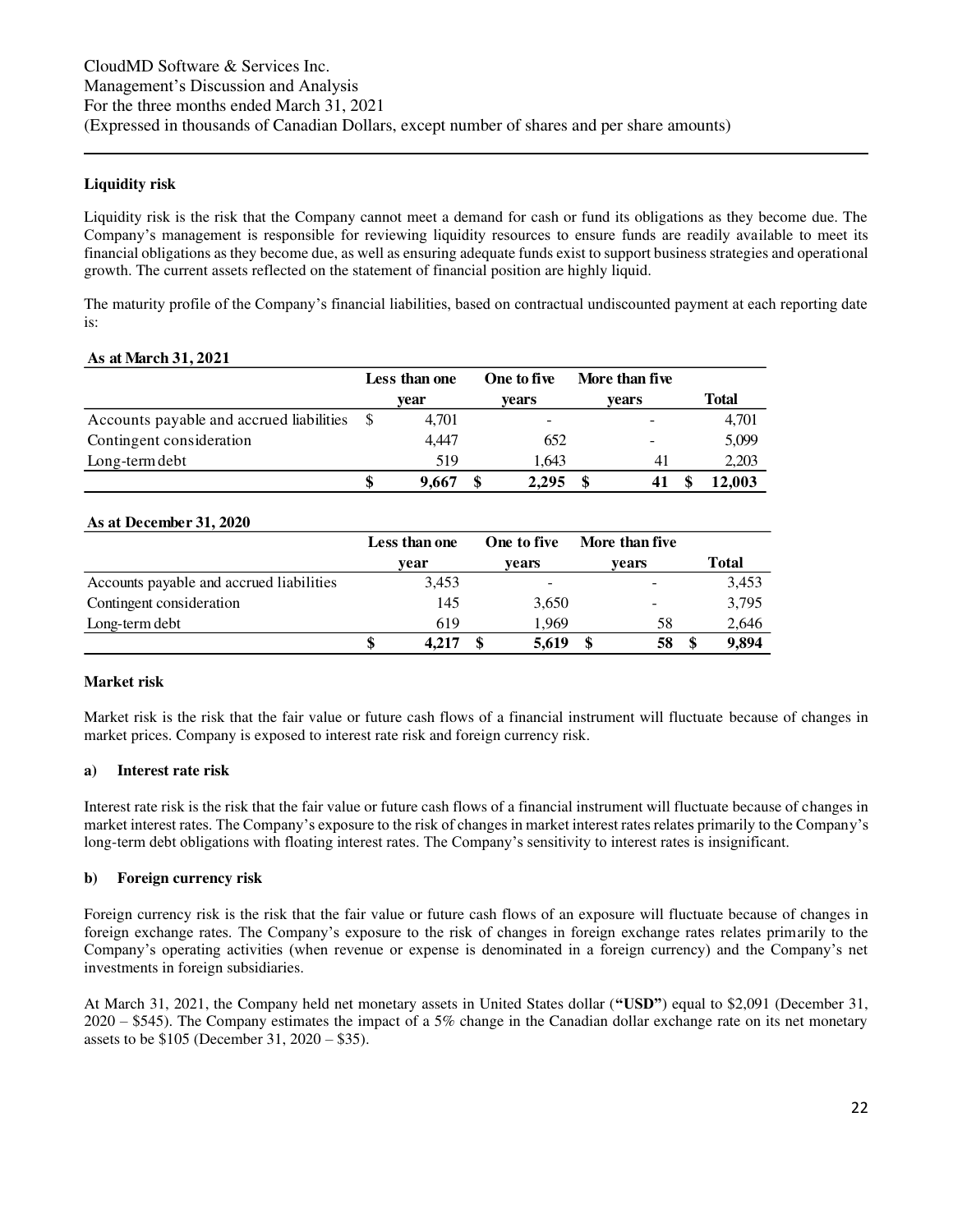**Liquidity risk**

Liquidity risk is the risk that the Company cannot meet a demand for cash or fund its obligations as they become due. The Company's management is responsible for reviewing liquidity resources to ensure funds are readily available to meet its financial obligations as they become due, as well as ensuring adequate funds exist to support business strategies and operational growth. The current assets reflected on the statement of financial position are highly liquid.

The maturity profile of the Company's financial liabilities, based on contractual undiscounted payment at each reporting date is:

**As at March 31, 2021**

| | Less than one year | One to five years | More than five years | Total |
|---|---|---|---|---|
| Accounts payable and accrued liabilities | $ 4,701 | - | - | 4,701 |
| Contingent consideration | 4,447 | 652 | - | 5,099 |
| Long-term debt | 519 | 1,643 | 41 | 2,203 |
| | **$ 9,667** | **$ 2,295** | **$ 41** | **$ 12,003** |

**As at December 31, 2020**

| | Less than one year | One to five years | More than five years | Total |
|---|---|---|---|---|
| Accounts payable and accrued liabilities | 3,453 | - | - | 3,453 |
| Contingent consideration | 145 | 3,650 | - | 3,795 |
| Long-term debt | 619 | 1,969 | 58 | 2,646 |
| | **$ 4,217** | **$ 5,619** | **$ 58** | **$ 9,894** |

**Market risk**

Market risk is the risk that the fair value or future cash flows of a financial instrument will fluctuate because of changes in market prices. Company is exposed to interest rate risk and foreign currency risk.

**a) Interest rate risk**

Interest rate risk is the risk that the fair value or future cash flows of a financial instrument will fluctuate because of changes in market interest rates. The Company's exposure to the risk of changes in market interest rates relates primarily to the Company's long-term debt obligations with floating interest rates. The Company's sensitivity to interest rates is insignificant.

**b) Foreign currency risk**

Foreign currency risk is the risk that the fair value or future cash flows of an exposure will fluctuate because of changes in foreign exchange rates. The Company's exposure to the risk of changes in foreign exchange rates relates primarily to the Company's operating activities (when revenue or expense is denominated in a foreign currency) and the Company's net investments in foreign subsidiaries.

At March 31, 2021, the Company held net monetary assets in United States dollar (**"USD"**) equal to $2,091 (December 31, 2020 – $545). The Company estimates the impact of a 5% change in the Canadian dollar exchange rate on its net monetary assets to be $105 (December 31, 2020 – $35).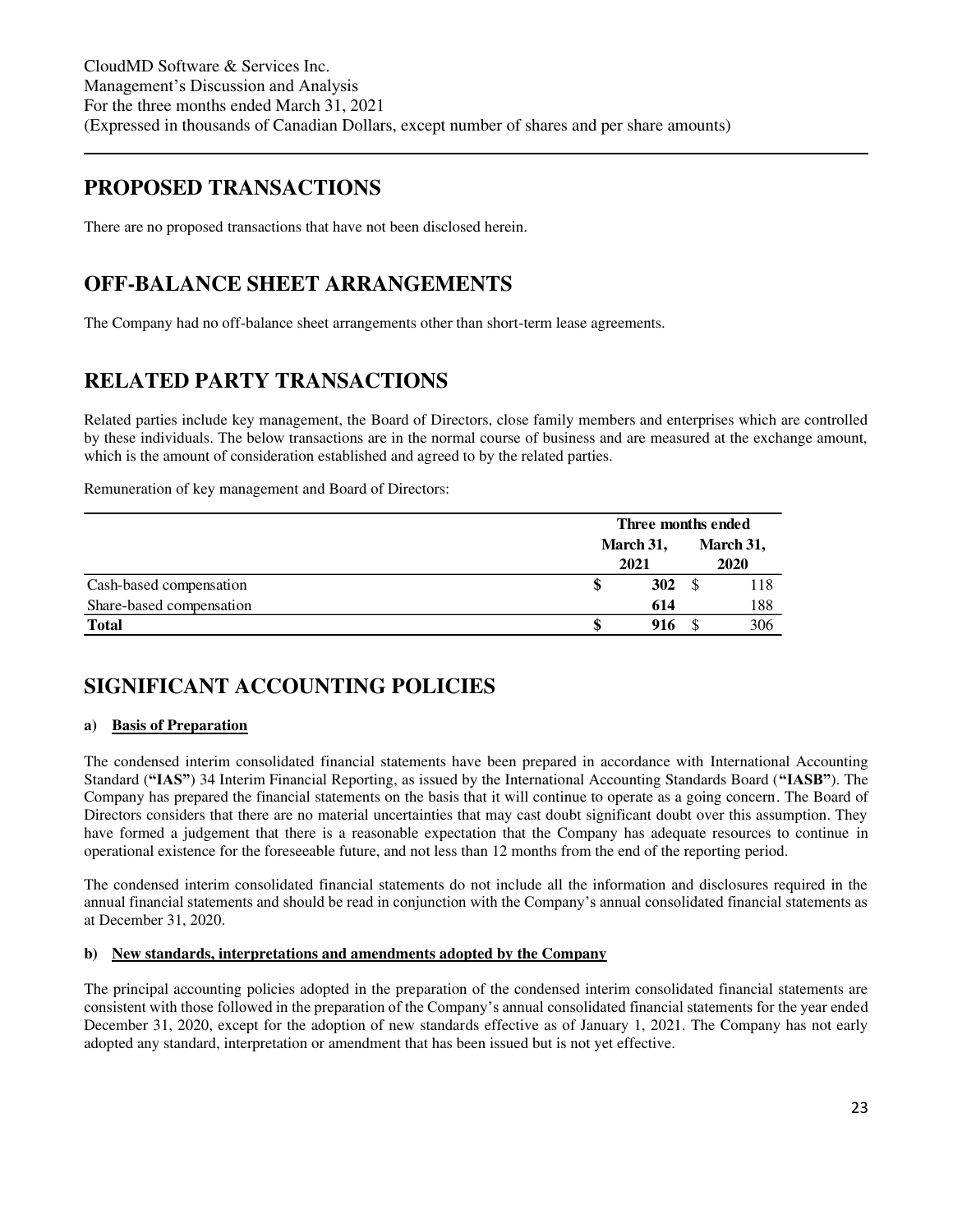## PROPOSED TRANSACTIONS

There are no proposed transactions that have not been disclosed herein.

## OFF-BALANCE SHEET ARRANGEMENTS

The Company had no off-balance sheet arrangements other than short-term lease agreements.

## RELATED PARTY TRANSACTIONS

Related parties include key management, the Board of Directors, close family members and enterprises which are controlled by these individuals. The below transactions are in the normal course of business and are measured at the exchange amount, which is the amount of consideration established and agreed to by the related parties.

Remuneration of key management and Board of Directors:

| | Three months ended | |
|---|---|---|
| | **March 31, 2021** | **March 31, 2020** |
| Cash-based compensation | $ **302** | $ 118 |
| Share-based compensation | **614** | 188 |
| **Total** | $ **916** | $ 306 |

## SIGNIFICANT ACCOUNTING POLICIES

**a) Basis of Preparation**

The condensed interim consolidated financial statements have been prepared in accordance with International Accounting Standard (**"IAS"**) 34 Interim Financial Reporting, as issued by the International Accounting Standards Board (**"IASB"**). The Company has prepared the financial statements on the basis that it will continue to operate as a going concern. The Board of Directors considers that there are no material uncertainties that may cast doubt significant doubt over this assumption. They have formed a judgement that there is a reasonable expectation that the Company has adequate resources to continue in operational existence for the foreseeable future, and not less than 12 months from the end of the reporting period.

The condensed interim consolidated financial statements do not include all the information and disclosures required in the annual financial statements and should be read in conjunction with the Company's annual consolidated financial statements as at December 31, 2020.

**b) New standards, interpretations and amendments adopted by the Company**

The principal accounting policies adopted in the preparation of the condensed interim consolidated financial statements are consistent with those followed in the preparation of the Company's annual consolidated financial statements for the year ended December 31, 2020, except for the adoption of new standards effective as of January 1, 2021. The Company has not early adopted any standard, interpretation or amendment that has been issued but is not yet effective.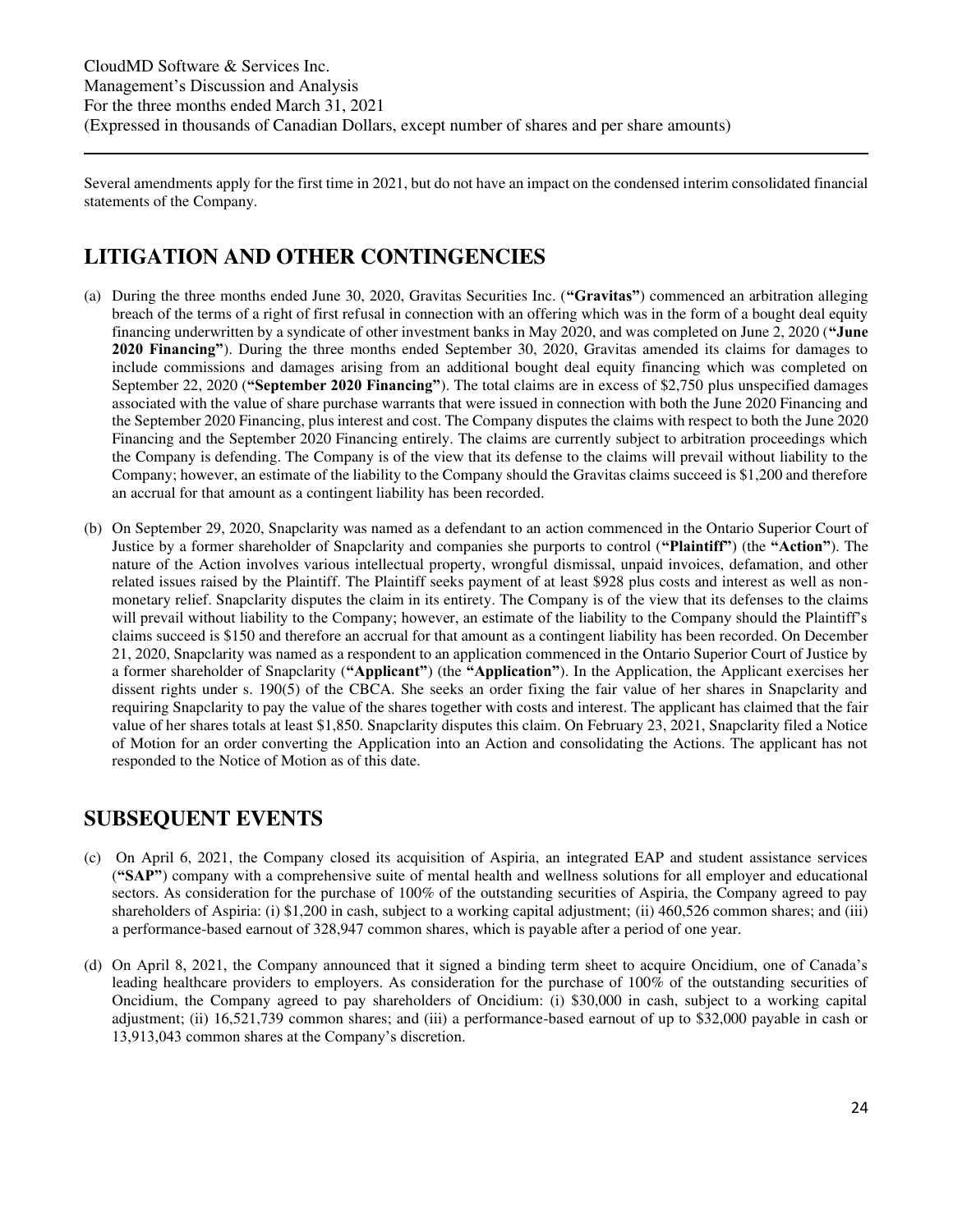Several amendments apply for the first time in 2021, but do not have an impact on the condensed interim consolidated financial statements of the Company.

## LITIGATION AND OTHER CONTINGENCIES

(a) During the three months ended June 30, 2020, Gravitas Securities Inc. (**"Gravitas"**) commenced an arbitration alleging breach of the terms of a right of first refusal in connection with an offering which was in the form of a bought deal equity financing underwritten by a syndicate of other investment banks in May 2020, and was completed on June 2, 2020 (**"June 2020 Financing"**). During the three months ended September 30, 2020, Gravitas amended its claims for damages to include commissions and damages arising from an additional bought deal equity financing which was completed on September 22, 2020 (**"September 2020 Financing"**). The total claims are in excess of $2,750 plus unspecified damages associated with the value of share purchase warrants that were issued in connection with both the June 2020 Financing and the September 2020 Financing, plus interest and cost. The Company disputes the claims with respect to both the June 2020 Financing and the September 2020 Financing entirely. The claims are currently subject to arbitration proceedings which the Company is defending. The Company is of the view that its defense to the claims will prevail without liability to the Company; however, an estimate of the liability to the Company should the Gravitas claims succeed is $1,200 and therefore an accrual for that amount as a contingent liability has been recorded.

(b) On September 29, 2020, Snapclarity was named as a defendant to an action commenced in the Ontario Superior Court of Justice by a former shareholder of Snapclarity and companies she purports to control (**"Plaintiff"**) (the **"Action"**). The nature of the Action involves various intellectual property, wrongful dismissal, unpaid invoices, defamation, and other related issues raised by the Plaintiff. The Plaintiff seeks payment of at least $928 plus costs and interest as well as non-monetary relief. Snapclarity disputes the claim in its entirety. The Company is of the view that its defenses to the claims will prevail without liability to the Company; however, an estimate of the liability to the Company should the Plaintiff's claims succeed is $150 and therefore an accrual for that amount as a contingent liability has been recorded. On December 21, 2020, Snapclarity was named as a respondent to an application commenced in the Ontario Superior Court of Justice by a former shareholder of Snapclarity (**"Applicant"**) (the **"Application"**). In the Application, the Applicant exercises her dissent rights under s. 190(5) of the CBCA. She seeks an order fixing the fair value of her shares in Snapclarity and requiring Snapclarity to pay the value of the shares together with costs and interest. The applicant has claimed that the fair value of her shares totals at least $1,850. Snapclarity disputes this claim. On February 23, 2021, Snapclarity filed a Notice of Motion for an order converting the Application into an Action and consolidating the Actions. The applicant has not responded to the Notice of Motion as of this date.

## SUBSEQUENT EVENTS

(c) On April 6, 2021, the Company closed its acquisition of Aspiria, an integrated EAP and student assistance services (**"SAP"**) company with a comprehensive suite of mental health and wellness solutions for all employer and educational sectors. As consideration for the purchase of 100% of the outstanding securities of Aspiria, the Company agreed to pay shareholders of Aspiria: (i) $1,200 in cash, subject to a working capital adjustment; (ii) 460,526 common shares; and (iii) a performance-based earnout of 328,947 common shares, which is payable after a period of one year.

(d) On April 8, 2021, the Company announced that it signed a binding term sheet to acquire Oncidium, one of Canada's leading healthcare providers to employers. As consideration for the purchase of 100% of the outstanding securities of Oncidium, the Company agreed to pay shareholders of Oncidium: (i) $30,000 in cash, subject to a working capital adjustment; (ii) 16,521,739 common shares; and (iii) a performance-based earnout of up to $32,000 payable in cash or 13,913,043 common shares at the Company's discretion.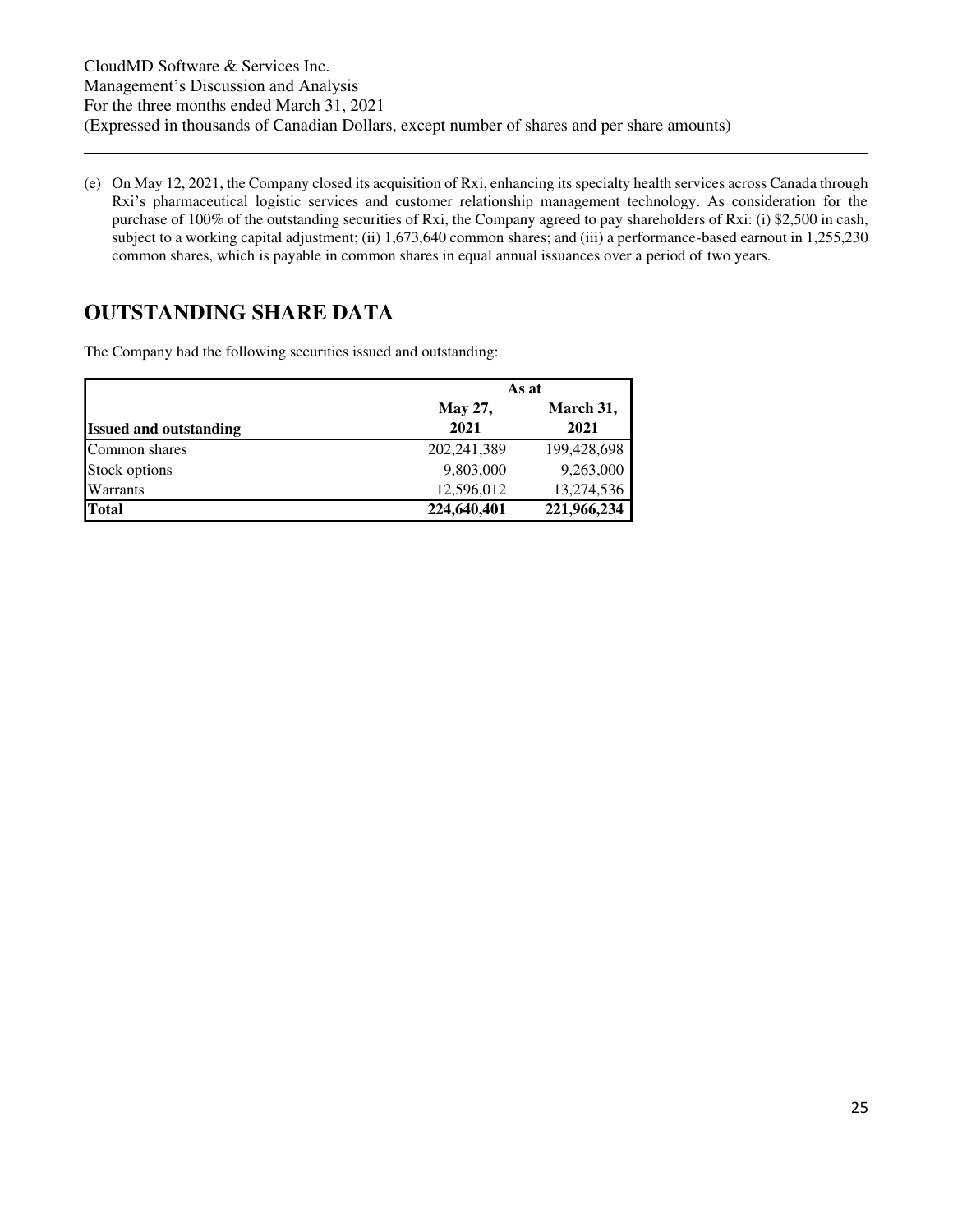(e) On May 12, 2021, the Company closed its acquisition of Rxi, enhancing its specialty health services across Canada through Rxi's pharmaceutical logistic services and customer relationship management technology. As consideration for the purchase of 100% of the outstanding securities of Rxi, the Company agreed to pay shareholders of Rxi: (i) $2,500 in cash, subject to a working capital adjustment; (ii) 1,673,640 common shares; and (iii) a performance-based earnout in 1,255,230 common shares, which is payable in common shares in equal annual issuances over a period of two years.

## OUTSTANDING SHARE DATA

The Company had the following securities issued and outstanding:

| | As at | |
|---|---|---|
| **Issued and outstanding** | **May 27, 2021** | **March 31, 2021** |
| Common shares | 202,241,389 | 199,428,698 |
| Stock options | 9,803,000 | 9,263,000 |
| Warrants | 12,596,012 | 13,274,536 |
| **Total** | **224,640,401** | **221,966,234** |